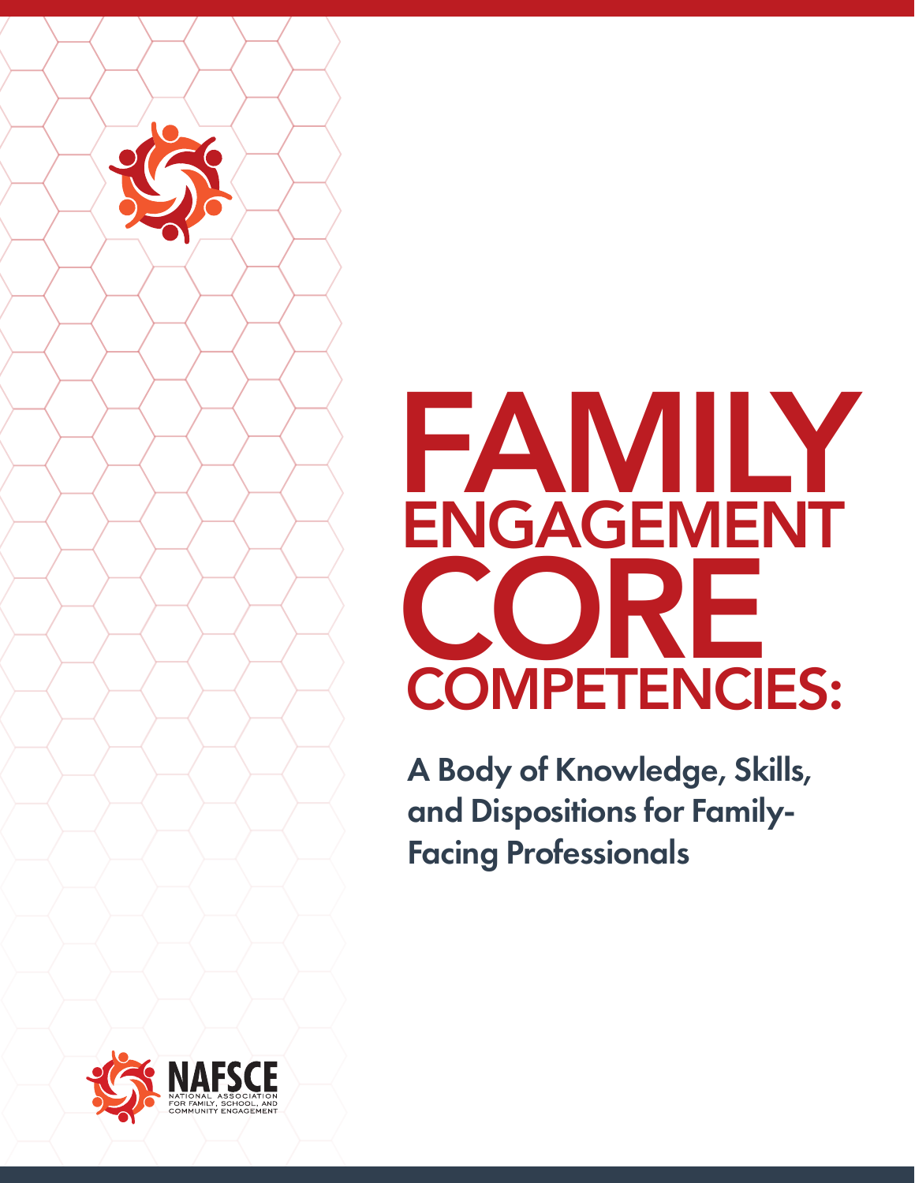# FAMILY ENGAGEMENT CORE COMPETENCIES:

## A Body of Knowledge, Skills, and Dispositions for Family-Facing Professionals

NAFSCE
NATIONAL ASSOCIATION FOR FAMILY, SCHOOL, AND COMMUNITY ENGAGEMENT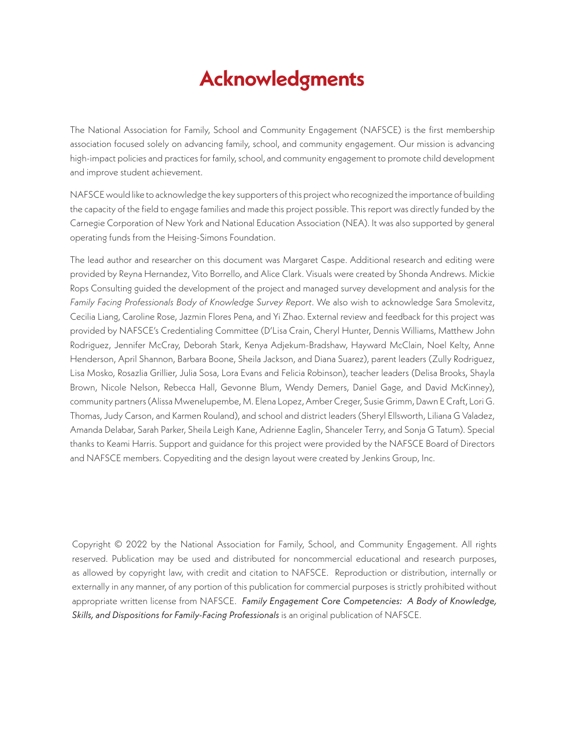# Acknowledgments

The National Association for Family, School and Community Engagement (NAFSCE) is the first membership association focused solely on advancing family, school, and community engagement. Our mission is advancing high-impact policies and practices for family, school, and community engagement to promote child development and improve student achievement.

NAFSCE would like to acknowledge the key supporters of this project who recognized the importance of building the capacity of the field to engage families and made this project possible. This report was directly funded by the Carnegie Corporation of New York and National Education Association (NEA). It was also supported by general operating funds from the Heising-Simons Foundation.

The lead author and researcher on this document was Margaret Caspe. Additional research and editing were provided by Reyna Hernandez, Vito Borrello, and Alice Clark. Visuals were created by Shonda Andrews. Mickie Rops Consulting guided the development of the project and managed survey development and analysis for the *Family Facing Professionals Body of Knowledge Survey Report*. We also wish to acknowledge Sara Smolevitz, Cecilia Liang, Caroline Rose, Jazmin Flores Pena, and Yi Zhao. External review and feedback for this project was provided by NAFSCE's Credentialing Committee (D'Lisa Crain, Cheryl Hunter, Dennis Williams, Matthew John Rodriguez, Jennifer McCray, Deborah Stark, Kenya Adjekum-Bradshaw, Hayward McClain, Noel Kelty, Anne Henderson, April Shannon, Barbara Boone, Sheila Jackson, and Diana Suarez), parent leaders (Zully Rodriguez, Lisa Mosko, Rosazlia Grillier, Julia Sosa, Lora Evans and Felicia Robinson), teacher leaders (Delisa Brooks, Shayla Brown, Nicole Nelson, Rebecca Hall, Gevonne Blum, Wendy Demers, Daniel Gage, and David McKinney), community partners (Alissa Mwenelupembe, M. Elena Lopez, Amber Creger, Susie Grimm, Dawn E Craft, Lori G. Thomas, Judy Carson, and Karmen Rouland), and school and district leaders (Sheryl Ellsworth, Liliana G Valadez, Amanda Delabar, Sarah Parker, Sheila Leigh Kane, Adrienne Eaglin, Shanceler Terry, and Sonja G Tatum). Special thanks to Keami Harris. Support and guidance for this project were provided by the NAFSCE Board of Directors and NAFSCE members. Copyediting and the design layout were created by Jenkins Group, Inc.

Copyright © 2022 by the National Association for Family, School, and Community Engagement. All rights reserved. Publication may be used and distributed for noncommercial educational and research purposes, as allowed by copyright law, with credit and citation to NAFSCE. Reproduction or distribution, internally or externally in any manner, of any portion of this publication for commercial purposes is strictly prohibited without appropriate written license from NAFSCE. *Family Engagement Core Competencies: A Body of Knowledge, Skills, and Dispositions for Family-Facing Professionals* is an original publication of NAFSCE.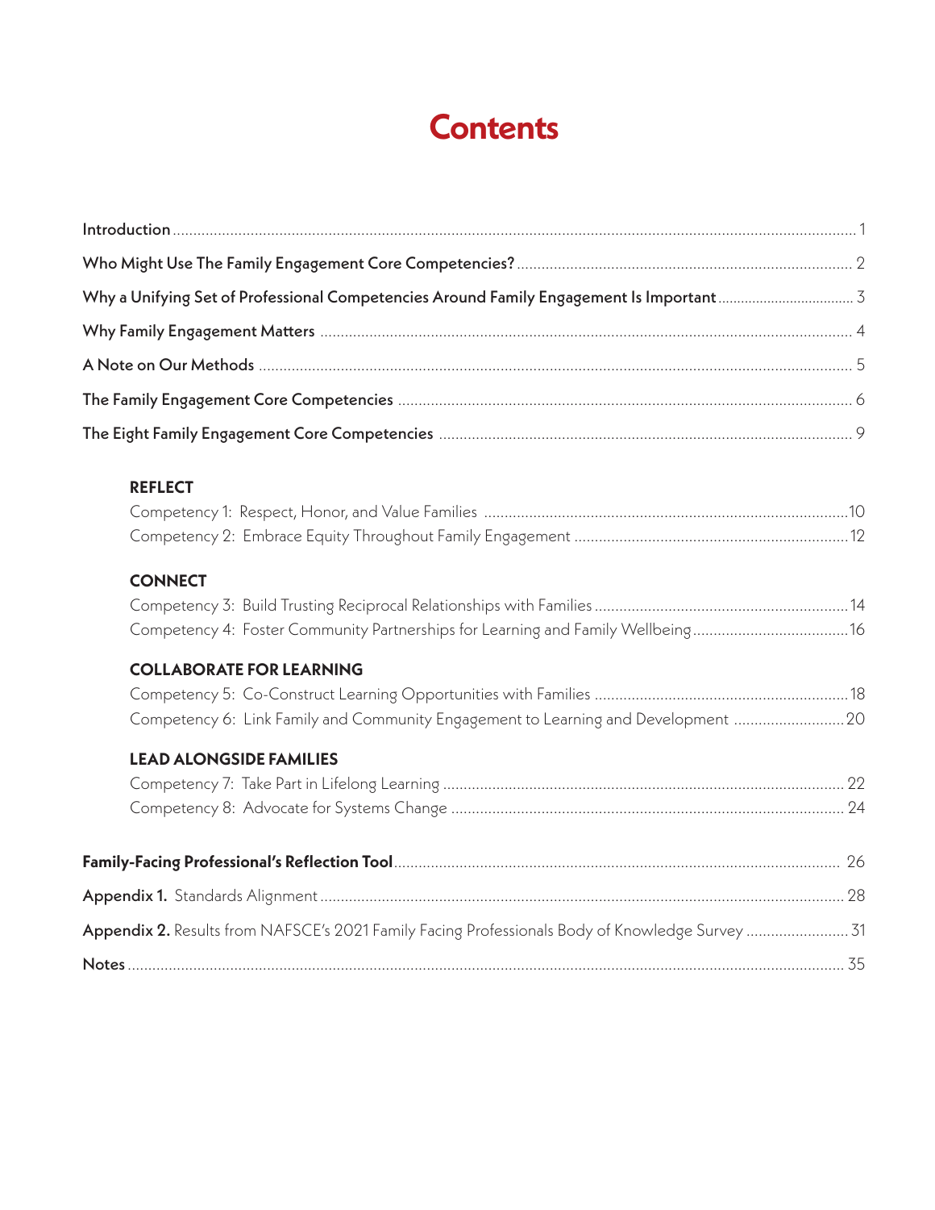# Contents

**Introduction** ... 1

**Who Might Use The Family Engagement Core Competencies?** ... 2

**Why a Unifying Set of Professional Competencies Around Family Engagement Is Important** ... 3

**Why Family Engagement Matters** ... 4

**A Note on Our Methods** ... 5

**The Family Engagement Core Competencies** ... 6

**The Eight Family Engagement Core Competencies** ... 9

**REFLECT**

Competency 1: Respect, Honor, and Value Families ... 10

Competency 2: Embrace Equity Throughout Family Engagement ... 12

**CONNECT**

Competency 3: Build Trusting Reciprocal Relationships with Families ... 14

Competency 4: Foster Community Partnerships for Learning and Family Wellbeing ... 16

**COLLABORATE FOR LEARNING**

Competency 5: Co-Construct Learning Opportunities with Families ... 18

Competency 6: Link Family and Community Engagement to Learning and Development ... 20

**LEAD ALONGSIDE FAMILIES**

Competency 7: Take Part in Lifelong Learning ... 22

Competency 8: Advocate for Systems Change ... 24

**Family-Facing Professional's Reflection Tool** ... 26

**Appendix 1.** Standards Alignment ... 28

**Appendix 2.** Results from NAFSCE's 2021 Family Facing Professionals Body of Knowledge Survey ... 31

**Notes** ... 35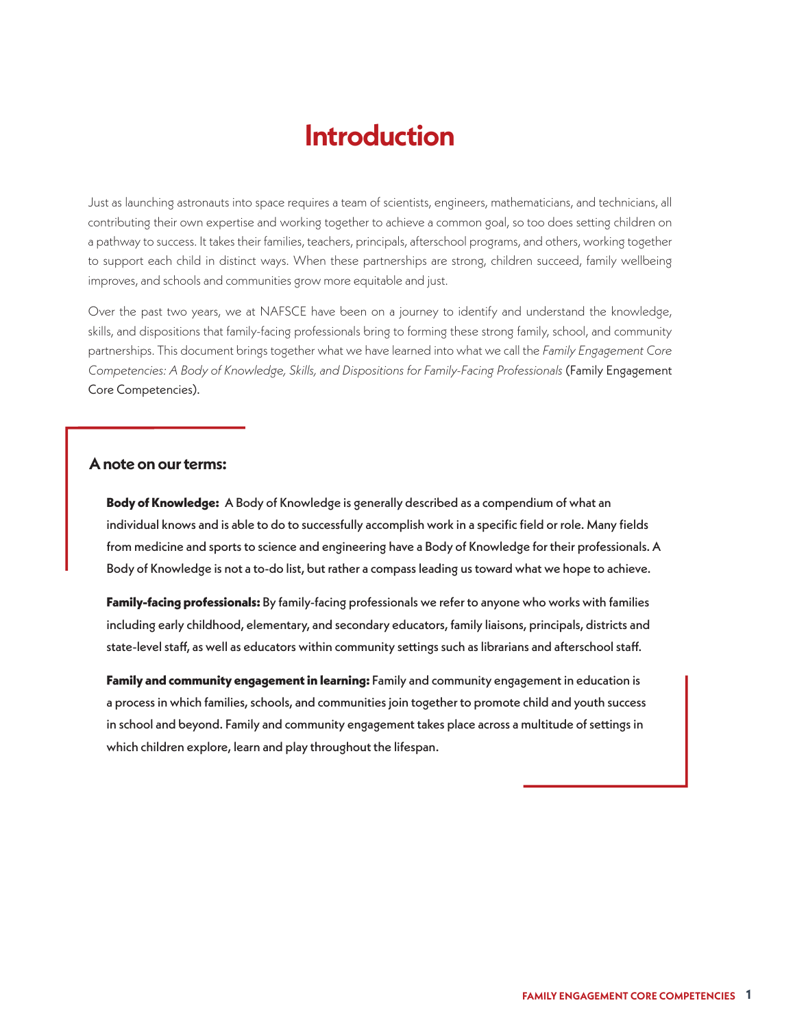# Introduction

Just as launching astronauts into space requires a team of scientists, engineers, mathematicians, and technicians, all contributing their own expertise and working together to achieve a common goal, so too does setting children on a pathway to success. It takes their families, teachers, principals, afterschool programs, and others, working together to support each child in distinct ways. When these partnerships are strong, children succeed, family wellbeing improves, and schools and communities grow more equitable and just.

Over the past two years, we at NAFSCE have been on a journey to identify and understand the knowledge, skills, and dispositions that family-facing professionals bring to forming these strong family, school, and community partnerships. This document brings together what we have learned into what we call the *Family Engagement Core Competencies: A Body of Knowledge, Skills, and Dispositions for Family-Facing Professionals* (Family Engagement Core Competencies).

### A note on our terms:

**Body of Knowledge:** A Body of Knowledge is generally described as a compendium of what an individual knows and is able to do to successfully accomplish work in a specific field or role. Many fields from medicine and sports to science and engineering have a Body of Knowledge for their professionals. A Body of Knowledge is not a to-do list, but rather a compass leading us toward what we hope to achieve.

**Family-facing professionals:** By family-facing professionals we refer to anyone who works with families including early childhood, elementary, and secondary educators, family liaisons, principals, districts and state-level staff, as well as educators within community settings such as librarians and afterschool staff.

**Family and community engagement in learning:** Family and community engagement in education is a process in which families, schools, and communities join together to promote child and youth success in school and beyond. Family and community engagement takes place across a multitude of settings in which children explore, learn and play throughout the lifespan.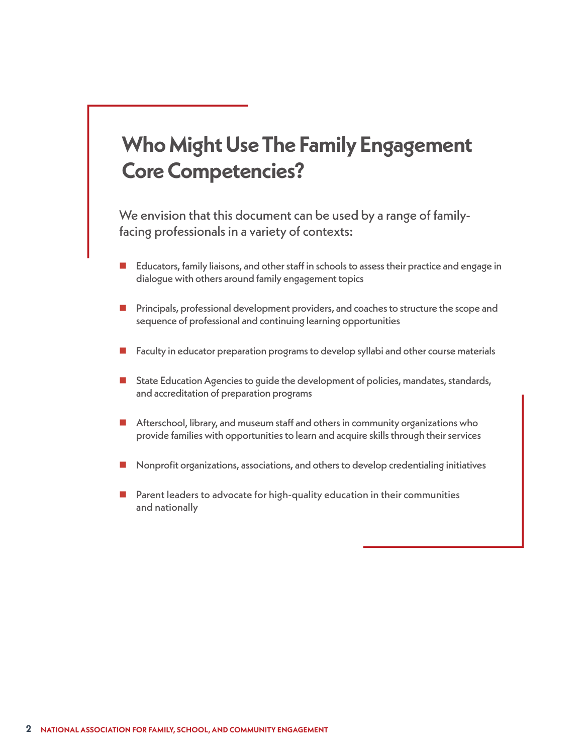# Who Might Use The Family Engagement Core Competencies?

We envision that this document can be used by a range of family-facing professionals in a variety of contexts:

- Educators, family liaisons, and other staff in schools to assess their practice and engage in dialogue with others around family engagement topics
- Principals, professional development providers, and coaches to structure the scope and sequence of professional and continuing learning opportunities
- Faculty in educator preparation programs to develop syllabi and other course materials
- State Education Agencies to guide the development of policies, mandates, standards, and accreditation of preparation programs
- Afterschool, library, and museum staff and others in community organizations who provide families with opportunities to learn and acquire skills through their services
- Nonprofit organizations, associations, and others to develop credentialing initiatives
- Parent leaders to advocate for high-quality education in their communities and nationally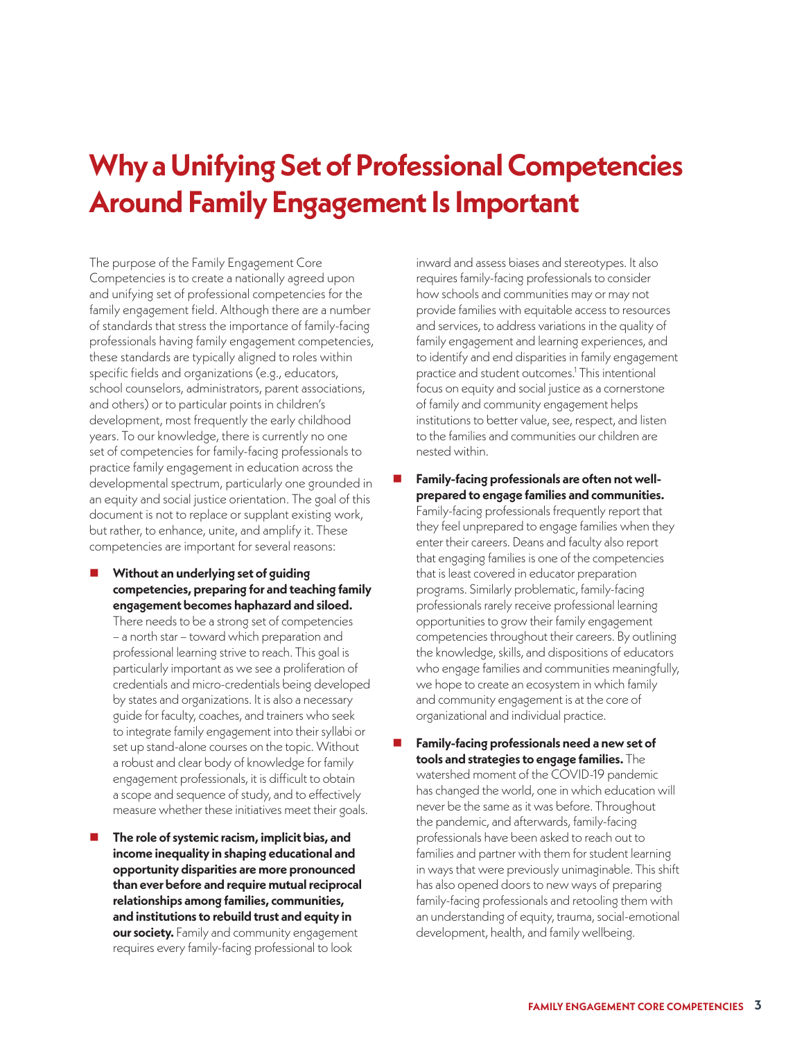# Why a Unifying Set of Professional Competencies Around Family Engagement Is Important

The purpose of the Family Engagement Core Competencies is to create a nationally agreed upon and unifying set of professional competencies for the family engagement field. Although there are a number of standards that stress the importance of family-facing professionals having family engagement competencies, these standards are typically aligned to roles within specific fields and organizations (e.g., educators, school counselors, administrators, parent associations, and others) or to particular points in children's development, most frequently the early childhood years. To our knowledge, there is currently no one set of competencies for family-facing professionals to practice family engagement in education across the developmental spectrum, particularly one grounded in an equity and social justice orientation. The goal of this document is not to replace or supplant existing work, but rather, to enhance, unite, and amplify it. These competencies are important for several reasons:

- **Without an underlying set of guiding competencies, preparing for and teaching family engagement becomes haphazard and siloed.** There needs to be a strong set of competencies – a north star – toward which preparation and professional learning strive to reach. This goal is particularly important as we see a proliferation of credentials and micro-credentials being developed by states and organizations. It is also a necessary guide for faculty, coaches, and trainers who seek to integrate family engagement into their syllabi or set up stand-alone courses on the topic. Without a robust and clear body of knowledge for family engagement professionals, it is difficult to obtain a scope and sequence of study, and to effectively measure whether these initiatives meet their goals.

- **The role of systemic racism, implicit bias, and income inequality in shaping educational and opportunity disparities are more pronounced than ever before and require mutual reciprocal relationships among families, communities, and institutions to rebuild trust and equity in our society.** Family and community engagement requires every family-facing professional to look inward and assess biases and stereotypes. It also requires family-facing professionals to consider how schools and communities may or may not provide families with equitable access to resources and services, to address variations in the quality of family engagement and learning experiences, and to identify and end disparities in family engagement practice and student outcomes.[1] This intentional focus on equity and social justice as a cornerstone of family and community engagement helps institutions to better value, see, respect, and listen to the families and communities our children are nested within.

- **Family-facing professionals are often not well-prepared to engage families and communities.** Family-facing professionals frequently report that they feel unprepared to engage families when they enter their careers. Deans and faculty also report that engaging families is one of the competencies that is least covered in educator preparation programs. Similarly problematic, family-facing professionals rarely receive professional learning opportunities to grow their family engagement competencies throughout their careers. By outlining the knowledge, skills, and dispositions of educators who engage families and communities meaningfully, we hope to create an ecosystem in which family and community engagement is at the core of organizational and individual practice.

- **Family-facing professionals need a new set of tools and strategies to engage families.** The watershed moment of the COVID-19 pandemic has changed the world, one in which education will never be the same as it was before. Throughout the pandemic, and afterwards, family-facing professionals have been asked to reach out to families and partner with them for student learning in ways that were previously unimaginable. This shift has also opened doors to new ways of preparing family-facing professionals and retooling them with an understanding of equity, trauma, social-emotional development, health, and family wellbeing.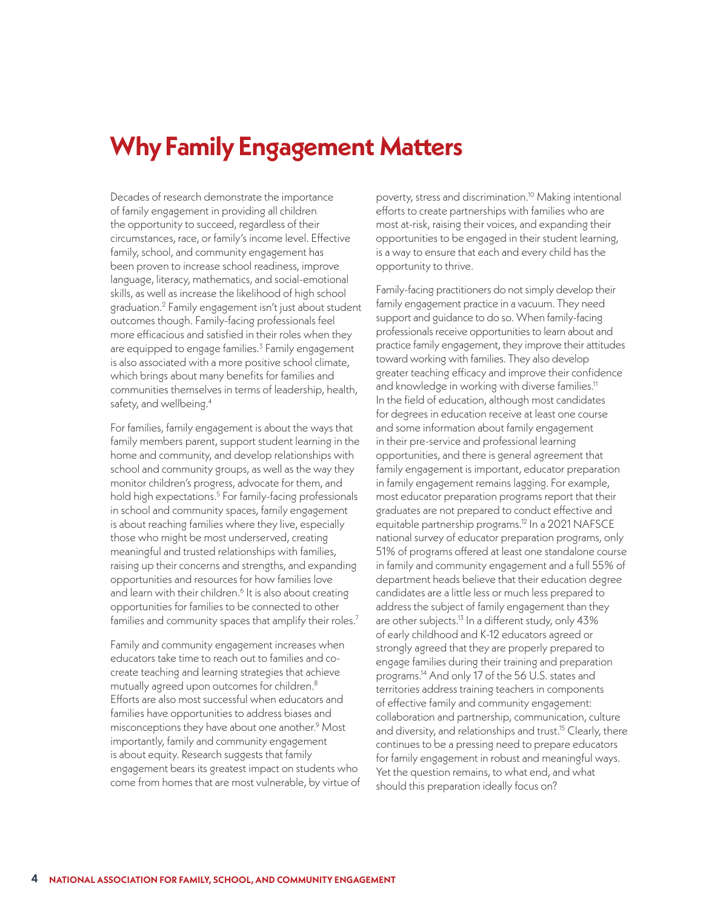# Why Family Engagement Matters

Decades of research demonstrate the importance of family engagement in providing all children the opportunity to succeed, regardless of their circumstances, race, or family's income level. Effective family, school, and community engagement has been proven to increase school readiness, improve language, literacy, mathematics, and social-emotional skills, as well as increase the likelihood of high school graduation.[2] Family engagement isn't just about student outcomes though. Family-facing professionals feel more efficacious and satisfied in their roles when they are equipped to engage families.[3] Family engagement is also associated with a more positive school climate, which brings about many benefits for families and communities themselves in terms of leadership, health, safety, and wellbeing.[4]

For families, family engagement is about the ways that family members parent, support student learning in the home and community, and develop relationships with school and community groups, as well as the way they monitor children's progress, advocate for them, and hold high expectations.[5] For family-facing professionals in school and community spaces, family engagement is about reaching families where they live, especially those who might be most underserved, creating meaningful and trusted relationships with families, raising up their concerns and strengths, and expanding opportunities and resources for how families love and learn with their children.[6] It is also about creating opportunities for families to be connected to other families and community spaces that amplify their roles.[7]

Family and community engagement increases when educators take time to reach out to families and co-create teaching and learning strategies that achieve mutually agreed upon outcomes for children.[8] Efforts are also most successful when educators and families have opportunities to address biases and misconceptions they have about one another.[9] Most importantly, family and community engagement is about equity. Research suggests that family engagement bears its greatest impact on students who come from homes that are most vulnerable, by virtue of poverty, stress and discrimination.[10] Making intentional efforts to create partnerships with families who are most at-risk, raising their voices, and expanding their opportunities to be engaged in their student learning, is a way to ensure that each and every child has the opportunity to thrive.

Family-facing practitioners do not simply develop their family engagement practice in a vacuum. They need support and guidance to do so. When family-facing professionals receive opportunities to learn about and practice family engagement, they improve their attitudes toward working with families. They also develop greater teaching efficacy and improve their confidence and knowledge in working with diverse families.[11] In the field of education, although most candidates for degrees in education receive at least one course and some information about family engagement in their pre-service and professional learning opportunities, and there is general agreement that family engagement is important, educator preparation in family engagement remains lagging. For example, most educator preparation programs report that their graduates are not prepared to conduct effective and equitable partnership programs.[12] In a 2021 NAFSCE national survey of educator preparation programs, only 51% of programs offered at least one standalone course in family and community engagement and a full 55% of department heads believe that their education degree candidates are a little less or much less prepared to address the subject of family engagement than they are other subjects.[13] In a different study, only 43% of early childhood and K-12 educators agreed or strongly agreed that they are properly prepared to engage families during their training and preparation programs.[14] And only 17 of the 56 U.S. states and territories address training teachers in components of effective family and community engagement: collaboration and partnership, communication, culture and diversity, and relationships and trust.[15] Clearly, there continues to be a pressing need to prepare educators for family engagement in robust and meaningful ways. Yet the question remains, to what end, and what should this preparation ideally focus on?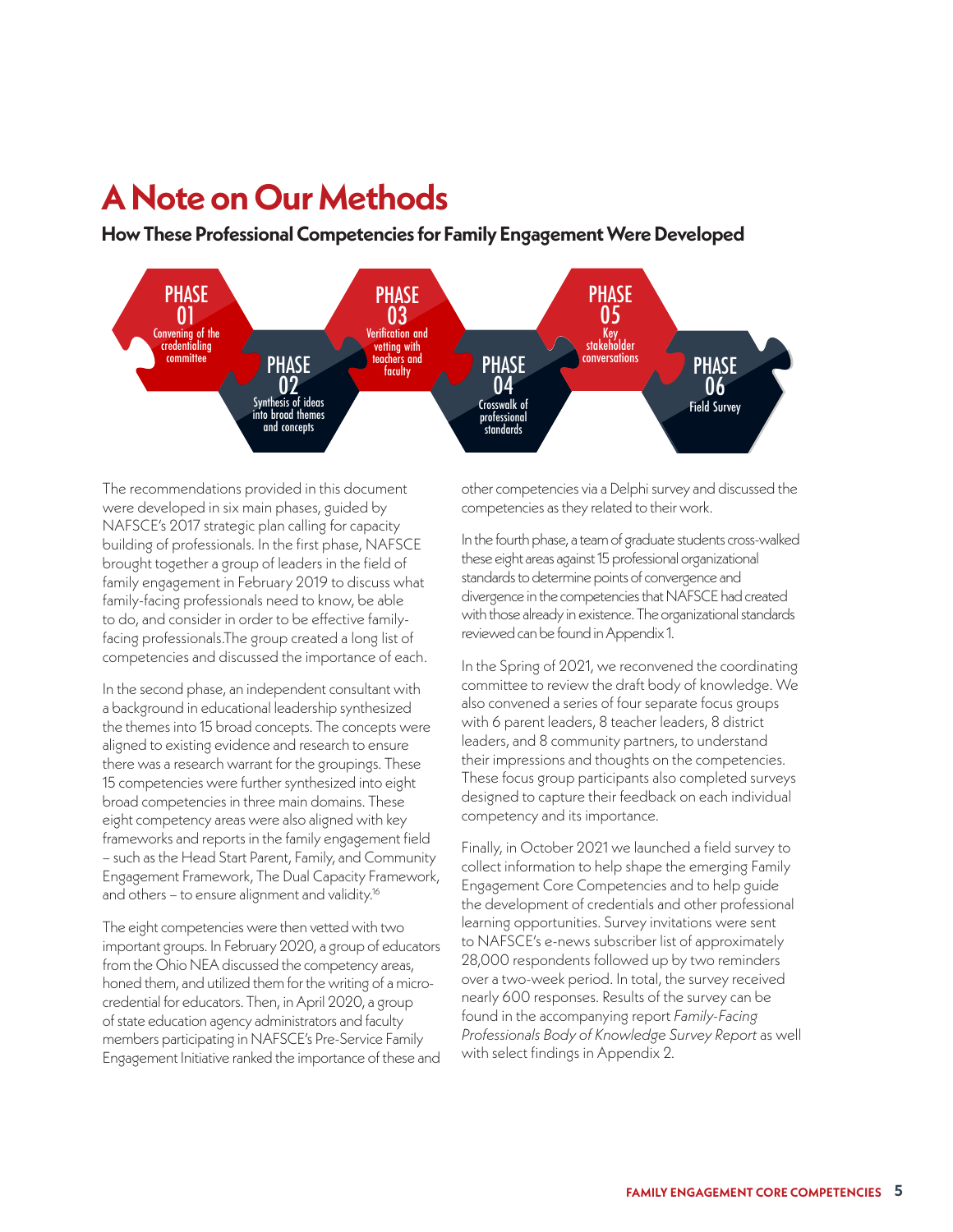# A Note on Our Methods

### How These Professional Competencies for Family Engagement Were Developed

PHASE 01 — Convening of the credentialing committee

PHASE 02 — Synthesis of ideas into broad themes and concepts

PHASE 03 — Verification and vetting with teachers and faculty

PHASE 04 — Crosswalk of professional standards

PHASE 05 — Key stakeholder conversations

PHASE 06 — Field Survey

The recommendations provided in this document were developed in six main phases, guided by NAFSCE's 2017 strategic plan calling for capacity building of professionals. In the first phase, NAFSCE brought together a group of leaders in the field of family engagement in February 2019 to discuss what family-facing professionals need to know, be able to do, and consider in order to be effective family-facing professionals.The group created a long list of competencies and discussed the importance of each.

In the second phase, an independent consultant with a background in educational leadership synthesized the themes into 15 broad concepts. The concepts were aligned to existing evidence and research to ensure there was a research warrant for the groupings. These 15 competencies were further synthesized into eight broad competencies in three main domains. These eight competency areas were also aligned with key frameworks and reports in the family engagement field – such as the Head Start Parent, Family, and Community Engagement Framework, The Dual Capacity Framework, and others – to ensure alignment and validity.[16]

The eight competencies were then vetted with two important groups. In February 2020, a group of educators from the Ohio NEA discussed the competency areas, honed them, and utilized them for the writing of a micro-credential for educators. Then, in April 2020, a group of state education agency administrators and faculty members participating in NAFSCE's Pre-Service Family Engagement Initiative ranked the importance of these and other competencies via a Delphi survey and discussed the competencies as they related to their work.

In the fourth phase, a team of graduate students cross-walked these eight areas against 15 professional organizational standards to determine points of convergence and divergence in the competencies that NAFSCE had created with those already in existence. The organizational standards reviewed can be found in Appendix 1.

In the Spring of 2021, we reconvened the coordinating committee to review the draft body of knowledge. We also convened a series of four separate focus groups with 6 parent leaders, 8 teacher leaders, 8 district leaders, and 8 community partners, to understand their impressions and thoughts on the competencies. These focus group participants also completed surveys designed to capture their feedback on each individual competency and its importance.

Finally, in October 2021 we launched a field survey to collect information to help shape the emerging Family Engagement Core Competencies and to help guide the development of credentials and other professional learning opportunities. Survey invitations were sent to NAFSCE's e-news subscriber list of approximately 28,000 respondents followed up by two reminders over a two-week period. In total, the survey received nearly 600 responses. Results of the survey can be found in the accompanying report *Family-Facing Professionals Body of Knowledge Survey Report* as well with select findings in Appendix 2.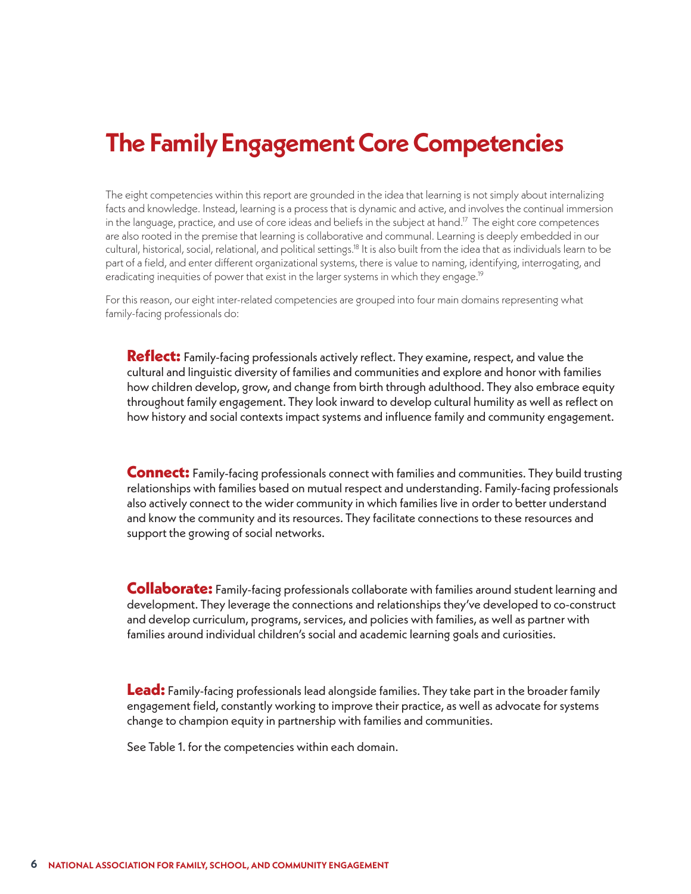# The Family Engagement Core Competencies

The eight competencies within this report are grounded in the idea that learning is not simply about internalizing facts and knowledge. Instead, learning is a process that is dynamic and active, and involves the continual immersion in the language, practice, and use of core ideas and beliefs in the subject at hand.[17] The eight core competences are also rooted in the premise that learning is collaborative and communal. Learning is deeply embedded in our cultural, historical, social, relational, and political settings.[18] It is also built from the idea that as individuals learn to be part of a field, and enter different organizational systems, there is value to naming, identifying, interrogating, and eradicating inequities of power that exist in the larger systems in which they engage.[19]

For this reason, our eight inter-related competencies are grouped into four main domains representing what family-facing professionals do:

**Reflect:** Family-facing professionals actively reflect. They examine, respect, and value the cultural and linguistic diversity of families and communities and explore and honor with families how children develop, grow, and change from birth through adulthood. They also embrace equity throughout family engagement. They look inward to develop cultural humility as well as reflect on how history and social contexts impact systems and influence family and community engagement.

**Connect:** Family-facing professionals connect with families and communities. They build trusting relationships with families based on mutual respect and understanding. Family-facing professionals also actively connect to the wider community in which families live in order to better understand and know the community and its resources. They facilitate connections to these resources and support the growing of social networks.

**Collaborate:** Family-facing professionals collaborate with families around student learning and development. They leverage the connections and relationships they've developed to co-construct and develop curriculum, programs, services, and policies with families, as well as partner with families around individual children's social and academic learning goals and curiosities.

**Lead:** Family-facing professionals lead alongside families. They take part in the broader family engagement field, constantly working to improve their practice, as well as advocate for systems change to champion equity in partnership with families and communities.

See Table 1. for the competencies within each domain.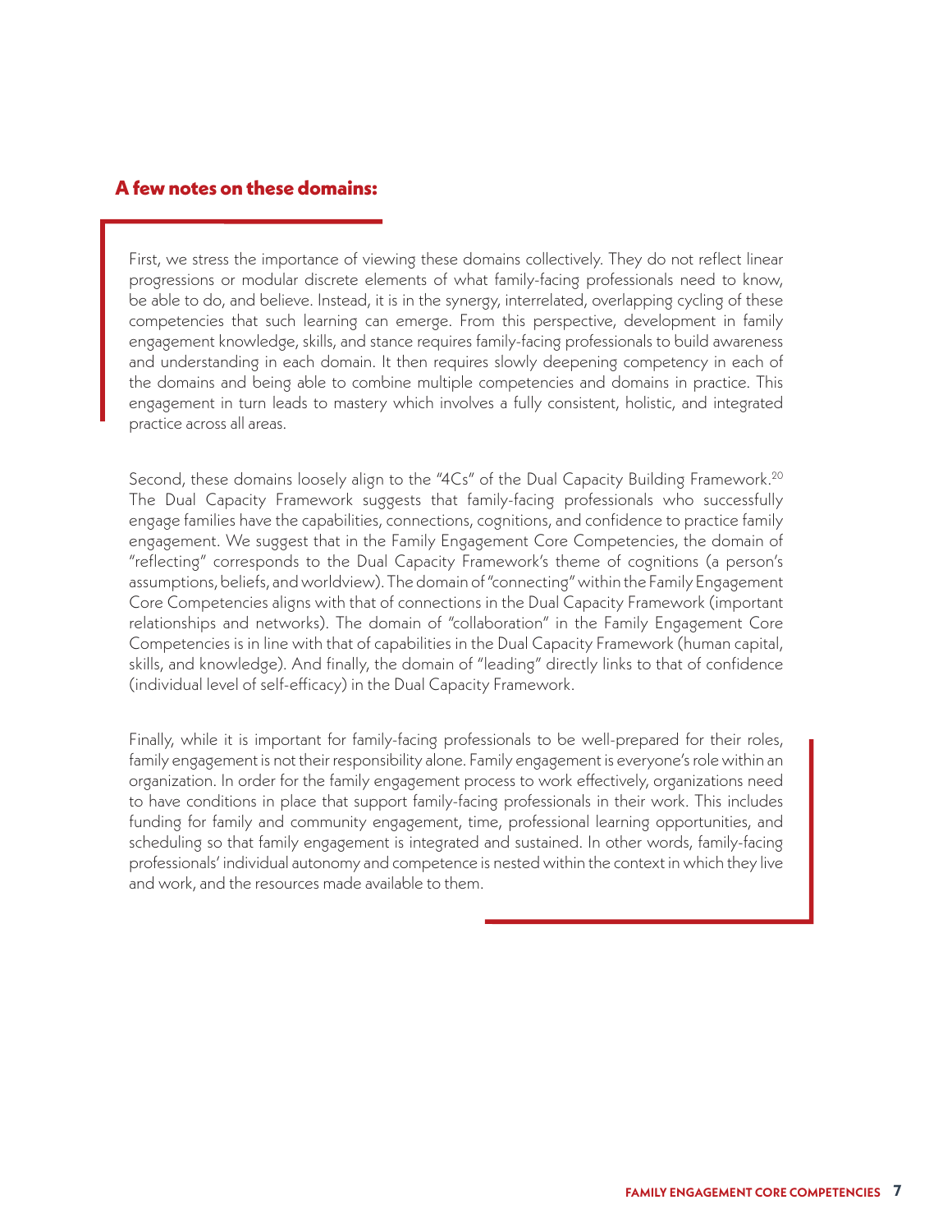## A few notes on these domains:

First, we stress the importance of viewing these domains collectively. They do not reflect linear progressions or modular discrete elements of what family-facing professionals need to know, be able to do, and believe. Instead, it is in the synergy, interrelated, overlapping cycling of these competencies that such learning can emerge. From this perspective, development in family engagement knowledge, skills, and stance requires family-facing professionals to build awareness and understanding in each domain. It then requires slowly deepening competency in each of the domains and being able to combine multiple competencies and domains in practice. This engagement in turn leads to mastery which involves a fully consistent, holistic, and integrated practice across all areas.

Second, these domains loosely align to the "4Cs" of the Dual Capacity Building Framework.[20] The Dual Capacity Framework suggests that family-facing professionals who successfully engage families have the capabilities, connections, cognitions, and confidence to practice family engagement. We suggest that in the Family Engagement Core Competencies, the domain of "reflecting" corresponds to the Dual Capacity Framework's theme of cognitions (a person's assumptions, beliefs, and worldview). The domain of "connecting" within the Family Engagement Core Competencies aligns with that of connections in the Dual Capacity Framework (important relationships and networks). The domain of "collaboration" in the Family Engagement Core Competencies is in line with that of capabilities in the Dual Capacity Framework (human capital, skills, and knowledge). And finally, the domain of "leading" directly links to that of confidence (individual level of self-efficacy) in the Dual Capacity Framework.

Finally, while it is important for family-facing professionals to be well-prepared for their roles, family engagement is not their responsibility alone. Family engagement is everyone's role within an organization. In order for the family engagement process to work effectively, organizations need to have conditions in place that support family-facing professionals in their work. This includes funding for family and community engagement, time, professional learning opportunities, and scheduling so that family engagement is integrated and sustained. In other words, family-facing professionals' individual autonomy and competence is nested within the context in which they live and work, and the resources made available to them.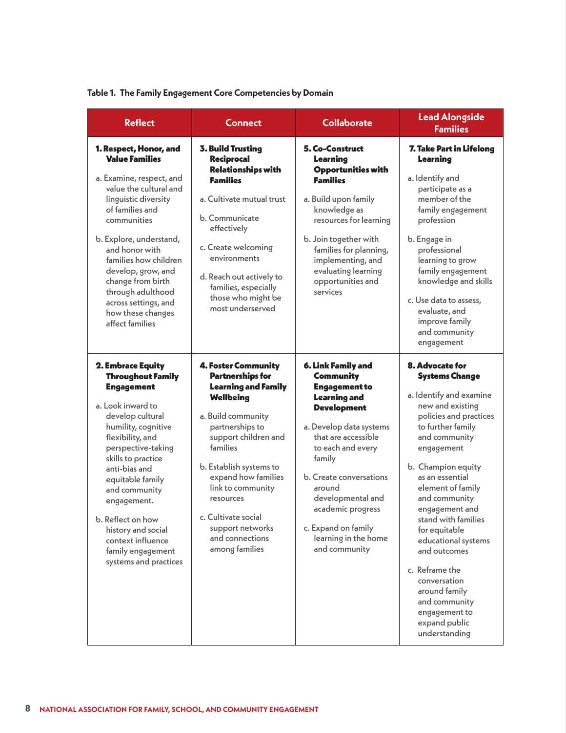**Table 1. The Family Engagement Core Competencies by Domain**

| Reflect | Connect | Collaborate | Lead Alongside Families |
|---|---|---|---|
| **1. Respect, Honor, and Value Families**<br><br>a. Examine, respect, and value the cultural and linguistic diversity of families and communities<br><br>b. Explore, understand, and honor with families how children develop, grow, and change from birth through adulthood across settings, and how these changes affect families | **3. Build Trusting Reciprocal Relationships with Families**<br><br>a. Cultivate mutual trust<br><br>b. Communicate effectively<br><br>c. Create welcoming environments<br><br>d. Reach out actively to families, especially those who might be most underserved | **5. Co-Construct Learning Opportunities with Families**<br><br>a. Build upon family knowledge as resources for learning<br><br>b. Join together with families for planning, implementing, and evaluating learning opportunities and services | **7. Take Part in Lifelong Learning**<br><br>a. Identify and participate as a member of the family engagement profession<br><br>b. Engage in professional learning to grow family engagement knowledge and skills<br><br>c. Use data to assess, evaluate, and improve family and community engagement |
| **2. Embrace Equity Throughout Family Engagement**<br><br>a. Look inward to develop cultural humility, cognitive flexibility, and perspective-taking skills to practice anti-bias and equitable family and community engagement.<br><br>b. Reflect on how history and social context influence family engagement systems and practices | **4. Foster Community Partnerships for Learning and Family Wellbeing**<br><br>a. Build community partnerships to support children and families<br><br>b. Establish systems to expand how families link to community resources<br><br>c. Cultivate social support networks and connections among families | **6. Link Family and Community Engagement to Learning and Development**<br><br>a. Develop data systems that are accessible to each and every family<br><br>b. Create conversations around developmental and academic progress<br><br>c. Expand on family learning in the home and community | **8. Advocate for Systems Change**<br><br>a. Identify and examine new and existing policies and practices to further family and community engagement<br><br>b. Champion equity as an essential element of family and community engagement and stand with families for equitable educational systems and outcomes<br><br>c. Reframe the conversation around family and community engagement to expand public understanding |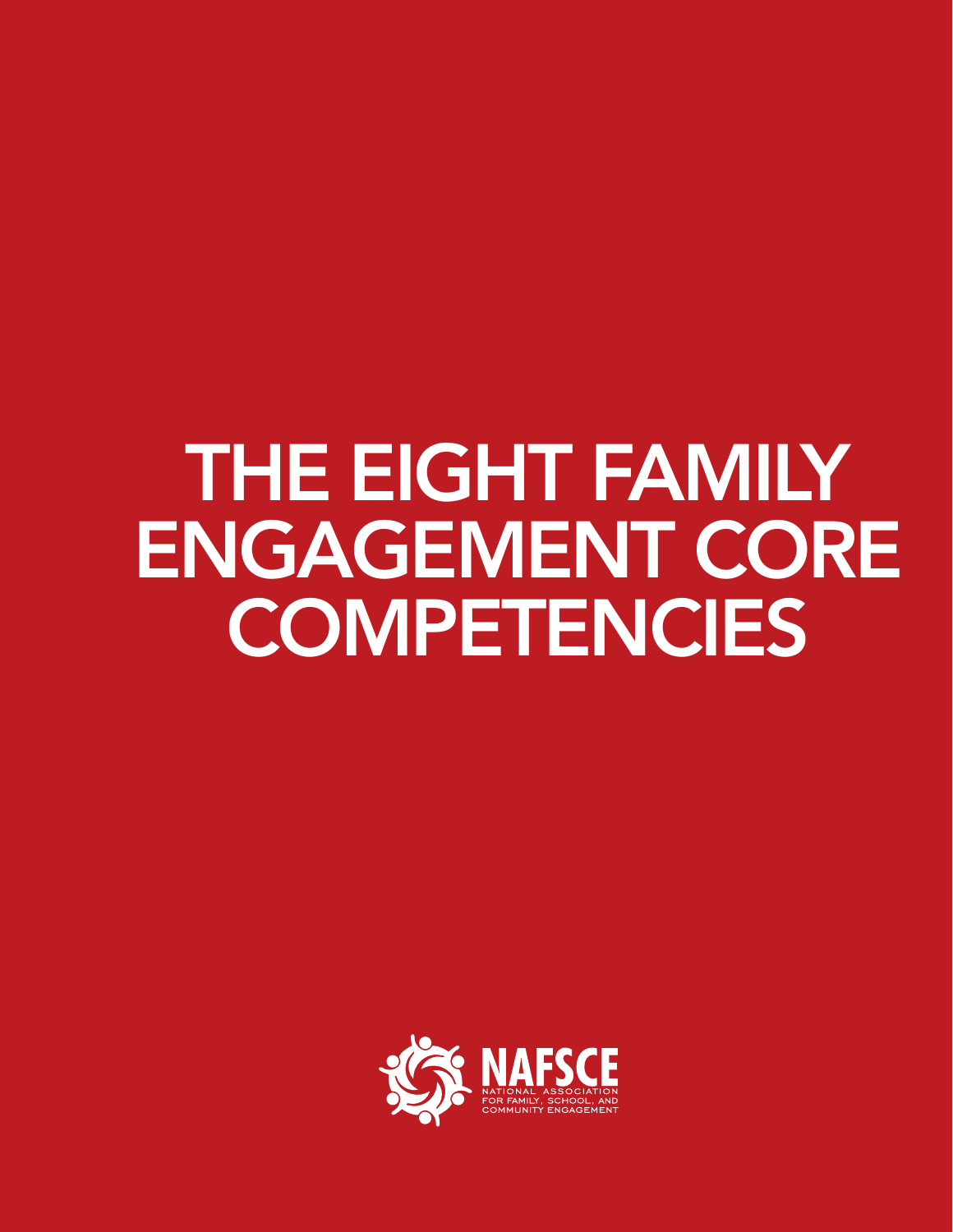# THE EIGHT FAMILY ENGAGEMENT CORE COMPETENCIES

NAFSCE
NATIONAL ASSOCIATION FOR FAMILY, SCHOOL, AND COMMUNITY ENGAGEMENT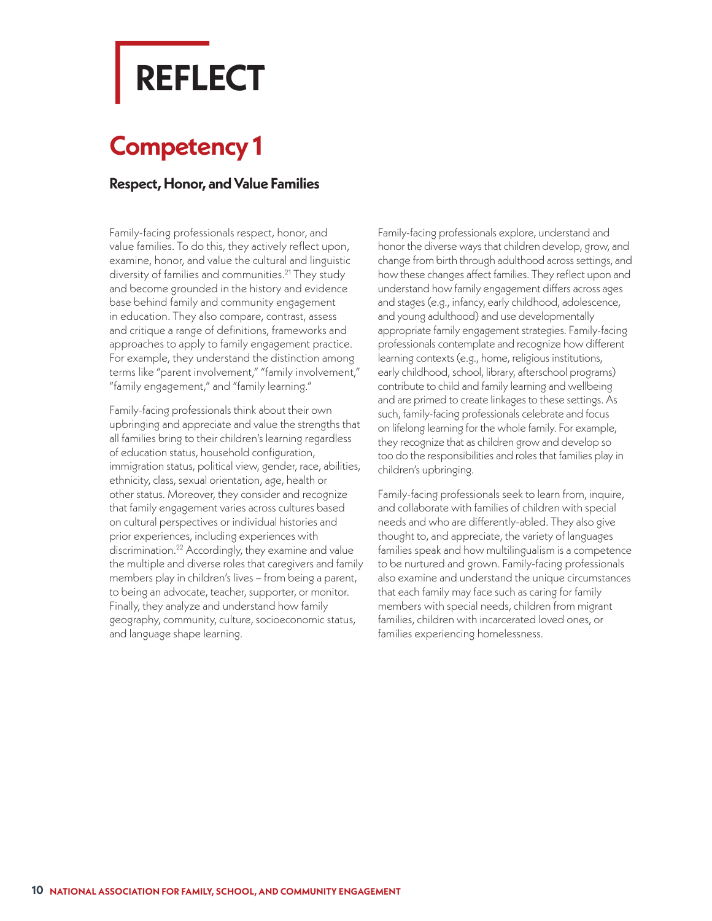# REFLECT

## Competency 1

### Respect, Honor, and Value Families

Family-facing professionals respect, honor, and value families. To do this, they actively reflect upon, examine, honor, and value the cultural and linguistic diversity of families and communities.[21] They study and become grounded in the history and evidence base behind family and community engagement in education. They also compare, contrast, assess and critique a range of definitions, frameworks and approaches to apply to family engagement practice. For example, they understand the distinction among terms like "parent involvement," "family involvement," "family engagement," and "family learning."

Family-facing professionals think about their own upbringing and appreciate and value the strengths that all families bring to their children's learning regardless of education status, household configuration, immigration status, political view, gender, race, abilities, ethnicity, class, sexual orientation, age, health or other status. Moreover, they consider and recognize that family engagement varies across cultures based on cultural perspectives or individual histories and prior experiences, including experiences with discrimination.[22] Accordingly, they examine and value the multiple and diverse roles that caregivers and family members play in children's lives – from being a parent, to being an advocate, teacher, supporter, or monitor. Finally, they analyze and understand how family geography, community, culture, socioeconomic status, and language shape learning.

Family-facing professionals explore, understand and honor the diverse ways that children develop, grow, and change from birth through adulthood across settings, and how these changes affect families. They reflect upon and understand how family engagement differs across ages and stages (e.g., infancy, early childhood, adolescence, and young adulthood) and use developmentally appropriate family engagement strategies. Family-facing professionals contemplate and recognize how different learning contexts (e.g., home, religious institutions, early childhood, school, library, afterschool programs) contribute to child and family learning and wellbeing and are primed to create linkages to these settings. As such, family-facing professionals celebrate and focus on lifelong learning for the whole family. For example, they recognize that as children grow and develop so too do the responsibilities and roles that families play in children's upbringing.

Family-facing professionals seek to learn from, inquire, and collaborate with families of children with special needs and who are differently-abled. They also give thought to, and appreciate, the variety of languages families speak and how multilingualism is a competence to be nurtured and grown. Family-facing professionals also examine and understand the unique circumstances that each family may face such as caring for family members with special needs, children from migrant families, children with incarcerated loved ones, or families experiencing homelessness.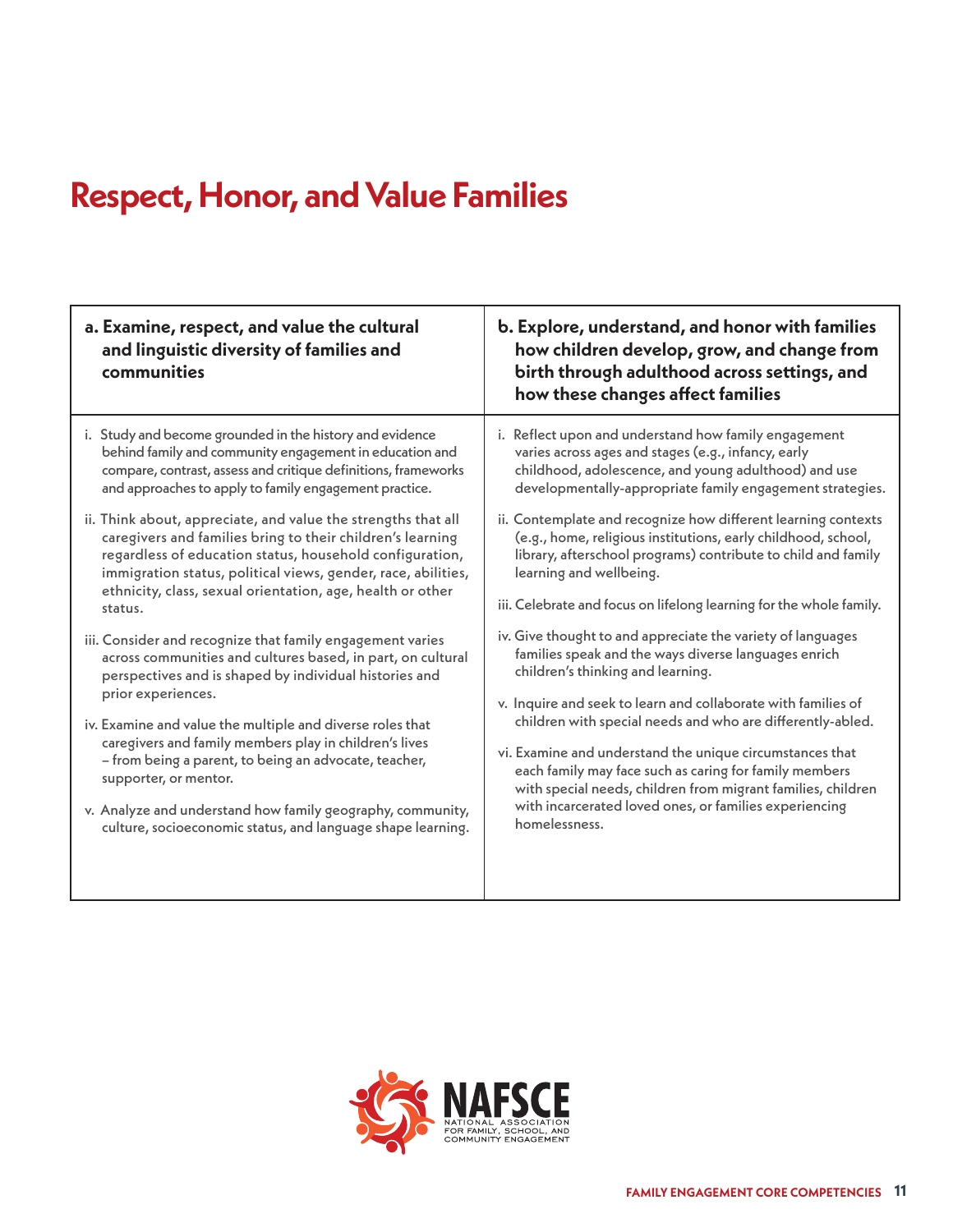# Respect, Honor, and Value Families

| a. Examine, respect, and value the cultural and linguistic diversity of families and communities | b. Explore, understand, and honor with families how children develop, grow, and change from birth through adulthood across settings, and how these changes affect families |
|---|---|
| i. Study and become grounded in the history and evidence behind family and community engagement in education and compare, contrast, assess and critique definitions, frameworks and approaches to apply to family engagement practice.<br><br>ii. Think about, appreciate, and value the strengths that all caregivers and families bring to their children's learning regardless of education status, household configuration, immigration status, political views, gender, race, abilities, ethnicity, class, sexual orientation, age, health or other status.<br><br>iii. Consider and recognize that family engagement varies across communities and cultures based, in part, on cultural perspectives and is shaped by individual histories and prior experiences.<br><br>iv. Examine and value the multiple and diverse roles that caregivers and family members play in children's lives – from being a parent, to being an advocate, teacher, supporter, or mentor.<br><br>v. Analyze and understand how family geography, community, culture, socioeconomic status, and language shape learning. | i. Reflect upon and understand how family engagement varies across ages and stages (e.g., infancy, early childhood, adolescence, and young adulthood) and use developmentally-appropriate family engagement strategies.<br><br>ii. Contemplate and recognize how different learning contexts (e.g., home, religious institutions, early childhood, school, library, afterschool programs) contribute to child and family learning and wellbeing.<br><br>iii. Celebrate and focus on lifelong learning for the whole family.<br><br>iv. Give thought to and appreciate the variety of languages families speak and the ways diverse languages enrich children's thinking and learning.<br><br>v. Inquire and seek to learn and collaborate with families of children with special needs and who are differently-abled.<br><br>vi. Examine and understand the unique circumstances that each family may face such as caring for family members with special needs, children from migrant families, children with incarcerated loved ones, or families experiencing homelessness. |

NAFSCE
NATIONAL ASSOCIATION FOR FAMILY, SCHOOL, AND COMMUNITY ENGAGEMENT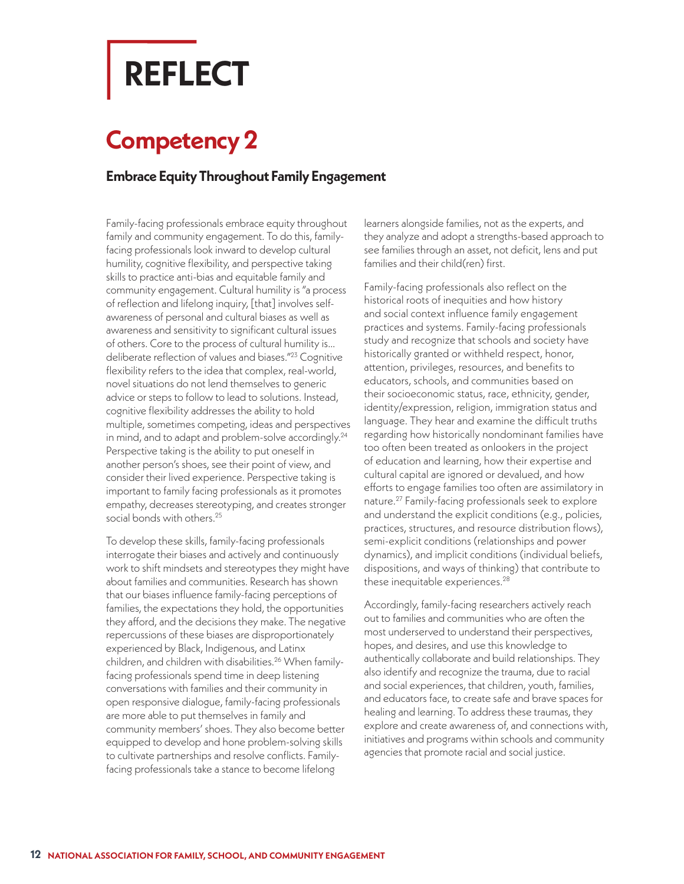# REFLECT

## Competency 2

### Embrace Equity Throughout Family Engagement

Family-facing professionals embrace equity throughout family and community engagement. To do this, family-facing professionals look inward to develop cultural humility, cognitive flexibility, and perspective taking skills to practice anti-bias and equitable family and community engagement. Cultural humility is "a process of reflection and lifelong inquiry, [that] involves self-awareness of personal and cultural biases as well as awareness and sensitivity to significant cultural issues of others. Core to the process of cultural humility is... deliberate reflection of values and biases."[23] Cognitive flexibility refers to the idea that complex, real-world, novel situations do not lend themselves to generic advice or steps to follow to lead to solutions. Instead, cognitive flexibility addresses the ability to hold multiple, sometimes competing, ideas and perspectives in mind, and to adapt and problem-solve accordingly.[24] Perspective taking is the ability to put oneself in another person's shoes, see their point of view, and consider their lived experience. Perspective taking is important to family facing professionals as it promotes empathy, decreases stereotyping, and creates stronger social bonds with others.[25]

To develop these skills, family-facing professionals interrogate their biases and actively and continuously work to shift mindsets and stereotypes they might have about families and communities. Research has shown that our biases influence family-facing perceptions of families, the expectations they hold, the opportunities they afford, and the decisions they make. The negative repercussions of these biases are disproportionately experienced by Black, Indigenous, and Latinx children, and children with disabilities.[26] When family-facing professionals spend time in deep listening conversations with families and their community in open responsive dialogue, family-facing professionals are more able to put themselves in family and community members' shoes. They also become better equipped to develop and hone problem-solving skills to cultivate partnerships and resolve conflicts. Family-facing professionals take a stance to become lifelong learners alongside families, not as the experts, and they analyze and adopt a strengths-based approach to see families through an asset, not deficit, lens and put families and their child(ren) first.

Family-facing professionals also reflect on the historical roots of inequities and how history and social context influence family engagement practices and systems. Family-facing professionals study and recognize that schools and society have historically granted or withheld respect, honor, attention, privileges, resources, and benefits to educators, schools, and communities based on their socioeconomic status, race, ethnicity, gender, identity/expression, religion, immigration status and language. They hear and examine the difficult truths regarding how historically nondominant families have too often been treated as onlookers in the project of education and learning, how their expertise and cultural capital are ignored or devalued, and how efforts to engage families too often are assimilatory in nature.[27] Family-facing professionals seek to explore and understand the explicit conditions (e.g., policies, practices, structures, and resource distribution flows), semi-explicit conditions (relationships and power dynamics), and implicit conditions (individual beliefs, dispositions, and ways of thinking) that contribute to these inequitable experiences.[28]

Accordingly, family-facing researchers actively reach out to families and communities who are often the most underserved to understand their perspectives, hopes, and desires, and use this knowledge to authentically collaborate and build relationships. They also identify and recognize the trauma, due to racial and social experiences, that children, youth, families, and educators face, to create safe and brave spaces for healing and learning. To address these traumas, they explore and create awareness of, and connections with, initiatives and programs within schools and community agencies that promote racial and social justice.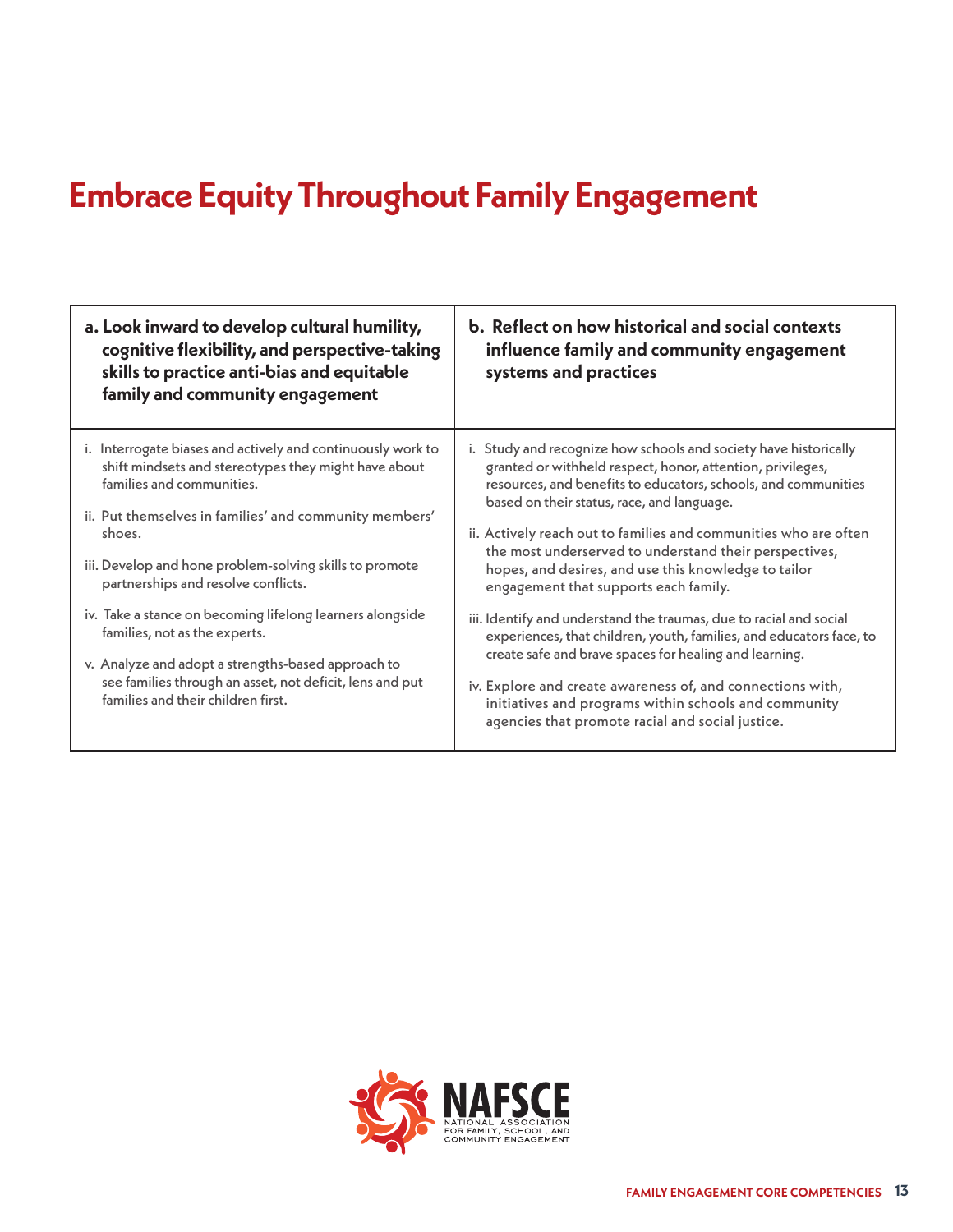# Embrace Equity Throughout Family Engagement

| a. Look inward to develop cultural humility, cognitive flexibility, and perspective-taking skills to practice anti-bias and equitable family and community engagement | b. Reflect on how historical and social contexts influence family and community engagement systems and practices |
|---|---|
| i. Interrogate biases and actively and continuously work to shift mindsets and stereotypes they might have about families and communities.<br><br>ii. Put themselves in families' and community members' shoes.<br><br>iii. Develop and hone problem-solving skills to promote partnerships and resolve conflicts.<br><br>iv. Take a stance on becoming lifelong learners alongside families, not as the experts.<br><br>v. Analyze and adopt a strengths-based approach to see families through an asset, not deficit, lens and put families and their children first. | i. Study and recognize how schools and society have historically granted or withheld respect, honor, attention, privileges, resources, and benefits to educators, schools, and communities based on their status, race, and language.<br><br>ii. Actively reach out to families and communities who are often the most underserved to understand their perspectives, hopes, and desires, and use this knowledge to tailor engagement that supports each family.<br><br>iii. Identify and understand the traumas, due to racial and social experiences, that children, youth, families, and educators face, to create safe and brave spaces for healing and learning.<br><br>iv. Explore and create awareness of, and connections with, initiatives and programs within schools and community agencies that promote racial and social justice. |

NAFSCE
NATIONAL ASSOCIATION FOR FAMILY, SCHOOL, AND COMMUNITY ENGAGEMENT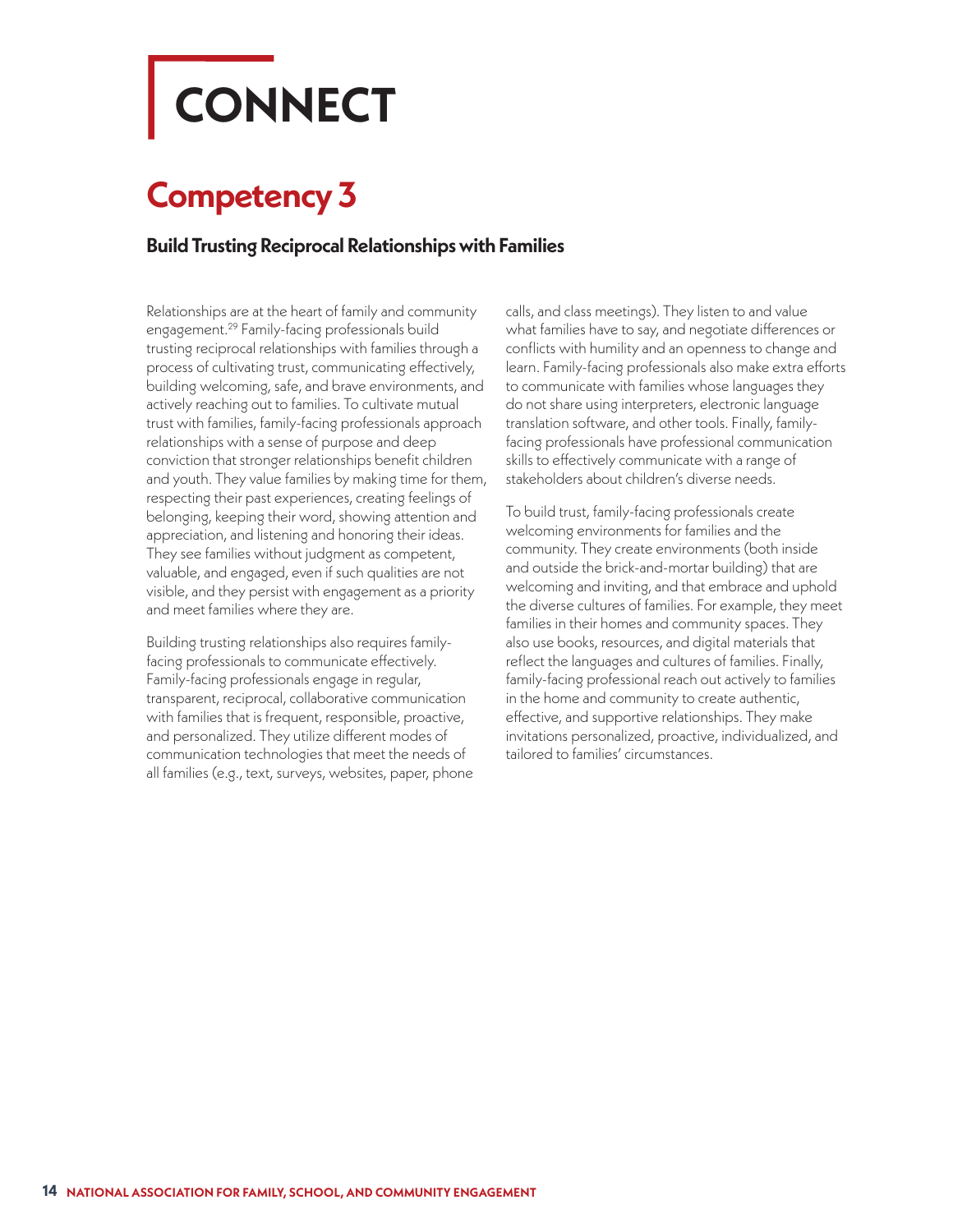# CONNECT

## Competency 3

### Build Trusting Reciprocal Relationships with Families

Relationships are at the heart of family and community engagement.[29] Family-facing professionals build trusting reciprocal relationships with families through a process of cultivating trust, communicating effectively, building welcoming, safe, and brave environments, and actively reaching out to families. To cultivate mutual trust with families, family-facing professionals approach relationships with a sense of purpose and deep conviction that stronger relationships benefit children and youth. They value families by making time for them, respecting their past experiences, creating feelings of belonging, keeping their word, showing attention and appreciation, and listening and honoring their ideas. They see families without judgment as competent, valuable, and engaged, even if such qualities are not visible, and they persist with engagement as a priority and meet families where they are.

Building trusting relationships also requires family-facing professionals to communicate effectively. Family-facing professionals engage in regular, transparent, reciprocal, collaborative communication with families that is frequent, responsible, proactive, and personalized. They utilize different modes of communication technologies that meet the needs of all families (e.g., text, surveys, websites, paper, phone calls, and class meetings). They listen to and value what families have to say, and negotiate differences or conflicts with humility and an openness to change and learn. Family-facing professionals also make extra efforts to communicate with families whose languages they do not share using interpreters, electronic language translation software, and other tools. Finally, family-facing professionals have professional communication skills to effectively communicate with a range of stakeholders about children's diverse needs.

To build trust, family-facing professionals create welcoming environments for families and the community. They create environments (both inside and outside the brick-and-mortar building) that are welcoming and inviting, and that embrace and uphold the diverse cultures of families. For example, they meet families in their homes and community spaces. They also use books, resources, and digital materials that reflect the languages and cultures of families. Finally, family-facing professional reach out actively to families in the home and community to create authentic, effective, and supportive relationships. They make invitations personalized, proactive, individualized, and tailored to families' circumstances.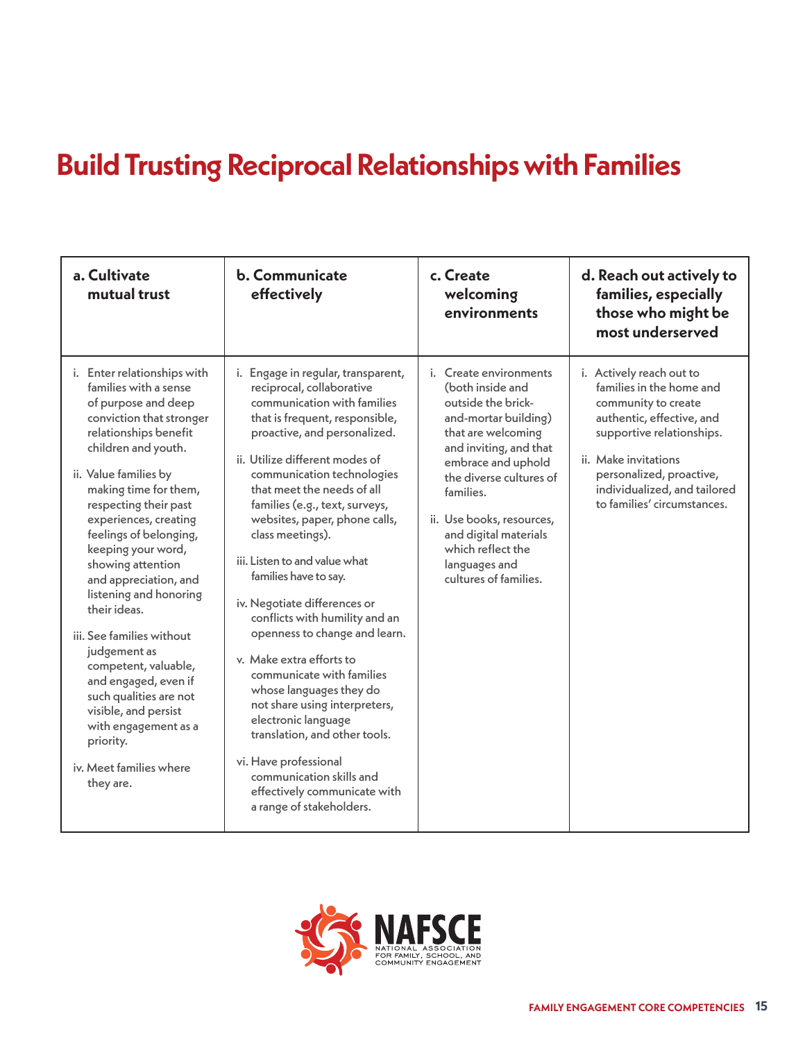# Build Trusting Reciprocal Relationships with Families

| a. Cultivate mutual trust | b. Communicate effectively | c. Create welcoming environments | d. Reach out actively to families, especially those who might be most underserved |
|---|---|---|---|
| i. Enter relationships with families with a sense of purpose and deep conviction that stronger relationships benefit children and youth.<br><br>ii. Value families by making time for them, respecting their past experiences, creating feelings of belonging, keeping your word, showing attention and appreciation, and listening and honoring their ideas.<br><br>iii. See families without judgement as competent, valuable, and engaged, even if such qualities are not visible, and persist with engagement as a priority.<br><br>iv. Meet families where they are. | i. Engage in regular, transparent, reciprocal, collaborative communication with families that is frequent, responsible, proactive, and personalized.<br><br>ii. Utilize different modes of communication technologies that meet the needs of all families (e.g., text, surveys, websites, paper, phone calls, class meetings).<br><br>iii. Listen to and value what families have to say.<br><br>iv. Negotiate differences or conflicts with humility and an openness to change and learn.<br><br>v. Make extra efforts to communicate with families whose languages they do not share using interpreters, electronic language translation, and other tools.<br><br>vi. Have professional communication skills and effectively communicate with a range of stakeholders. | i. Create environments (both inside and outside the brick-and-mortar building) that are welcoming and inviting, and that embrace and uphold the diverse cultures of families.<br><br>ii. Use books, resources, and digital materials which reflect the languages and cultures of families. | i. Actively reach out to families in the home and community to create authentic, effective, and supportive relationships.<br><br>ii. Make invitations personalized, proactive, individualized, and tailored to families' circumstances. |

NAFSCE
NATIONAL ASSOCIATION FOR FAMILY, SCHOOL, AND COMMUNITY ENGAGEMENT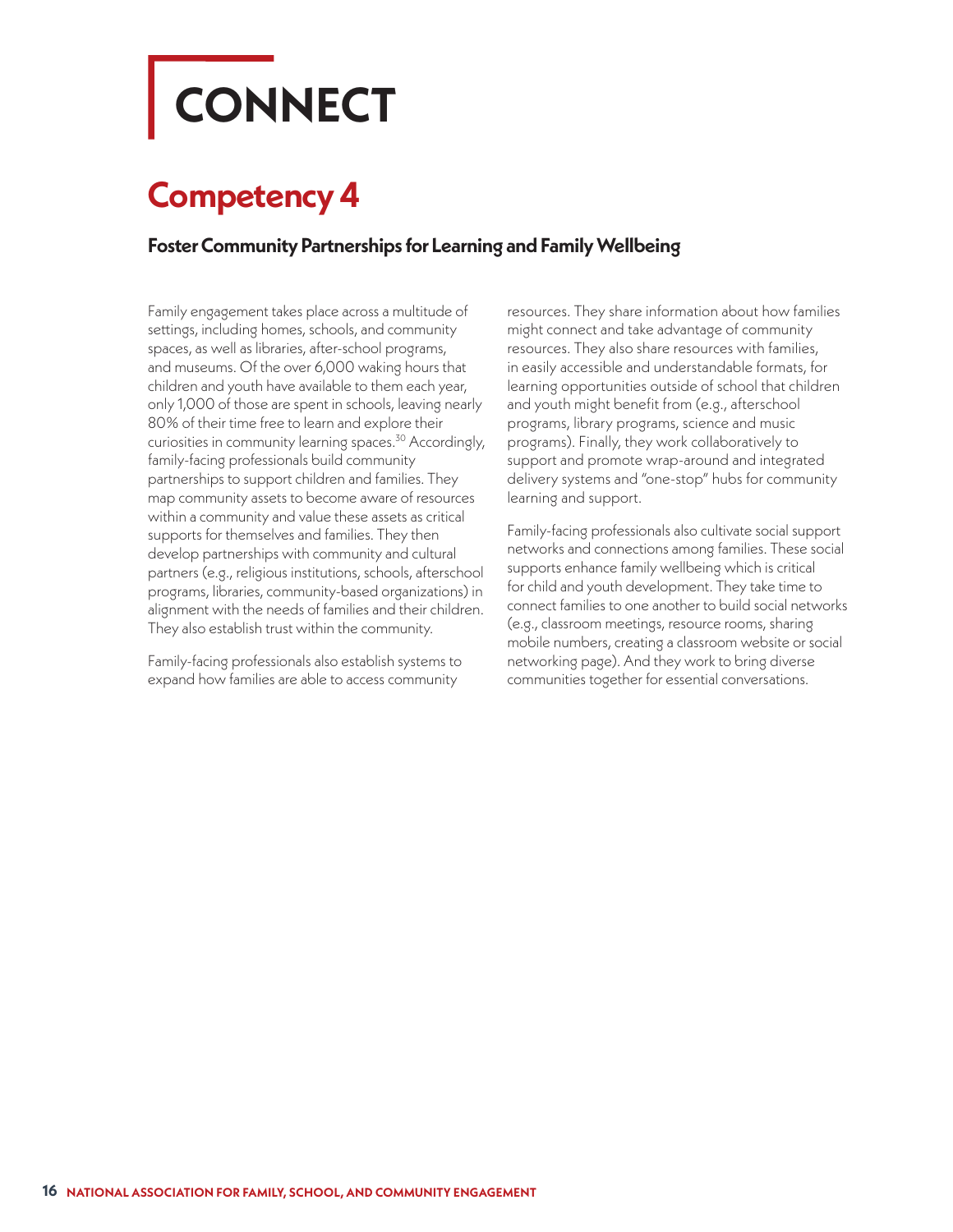# CONNECT

## Competency 4

### Foster Community Partnerships for Learning and Family Wellbeing

Family engagement takes place across a multitude of settings, including homes, schools, and community spaces, as well as libraries, after-school programs, and museums. Of the over 6,000 waking hours that children and youth have available to them each year, only 1,000 of those are spent in schools, leaving nearly 80% of their time free to learn and explore their curiosities in community learning spaces.[30] Accordingly, family-facing professionals build community partnerships to support children and families. They map community assets to become aware of resources within a community and value these assets as critical supports for themselves and families. They then develop partnerships with community and cultural partners (e.g., religious institutions, schools, afterschool programs, libraries, community-based organizations) in alignment with the needs of families and their children. They also establish trust within the community.

Family-facing professionals also establish systems to expand how families are able to access community resources. They share information about how families might connect and take advantage of community resources. They also share resources with families, in easily accessible and understandable formats, for learning opportunities outside of school that children and youth might benefit from (e.g., afterschool programs, library programs, science and music programs). Finally, they work collaboratively to support and promote wrap-around and integrated delivery systems and "one-stop" hubs for community learning and support.

Family-facing professionals also cultivate social support networks and connections among families. These social supports enhance family wellbeing which is critical for child and youth development. They take time to connect families to one another to build social networks (e.g., classroom meetings, resource rooms, sharing mobile numbers, creating a classroom website or social networking page). And they work to bring diverse communities together for essential conversations.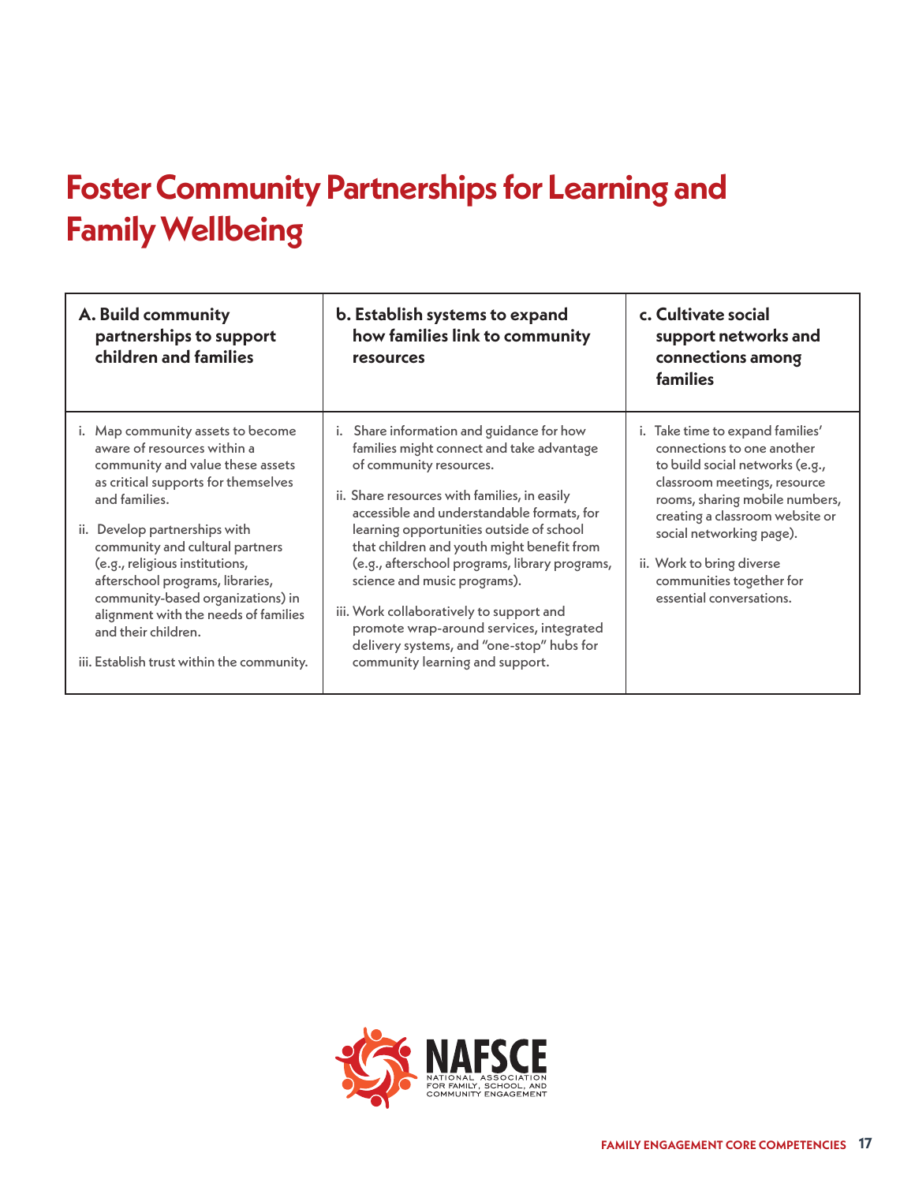# Foster Community Partnerships for Learning and Family Wellbeing

| A. Build community partnerships to support children and families | b. Establish systems to expand how families link to community resources | c. Cultivate social support networks and connections among families |
|---|---|---|
| i. Map community assets to become aware of resources within a community and value these assets as critical supports for themselves and families.<br><br>ii. Develop partnerships with community and cultural partners (e.g., religious institutions, afterschool programs, libraries, community-based organizations) in alignment with the needs of families and their children.<br><br>iii. Establish trust within the community. | i. Share information and guidance for how families might connect and take advantage of community resources.<br><br>ii. Share resources with families, in easily accessible and understandable formats, for learning opportunities outside of school that children and youth might benefit from (e.g., afterschool programs, library programs, science and music programs).<br><br>iii. Work collaboratively to support and promote wrap-around services, integrated delivery systems, and "one-stop" hubs for community learning and support. | i. Take time to expand families' connections to one another to build social networks (e.g., classroom meetings, resource rooms, sharing mobile numbers, creating a classroom website or social networking page).<br><br>ii. Work to bring diverse communities together for essential conversations. |

NAFSCE
NATIONAL ASSOCIATION FOR FAMILY, SCHOOL, AND COMMUNITY ENGAGEMENT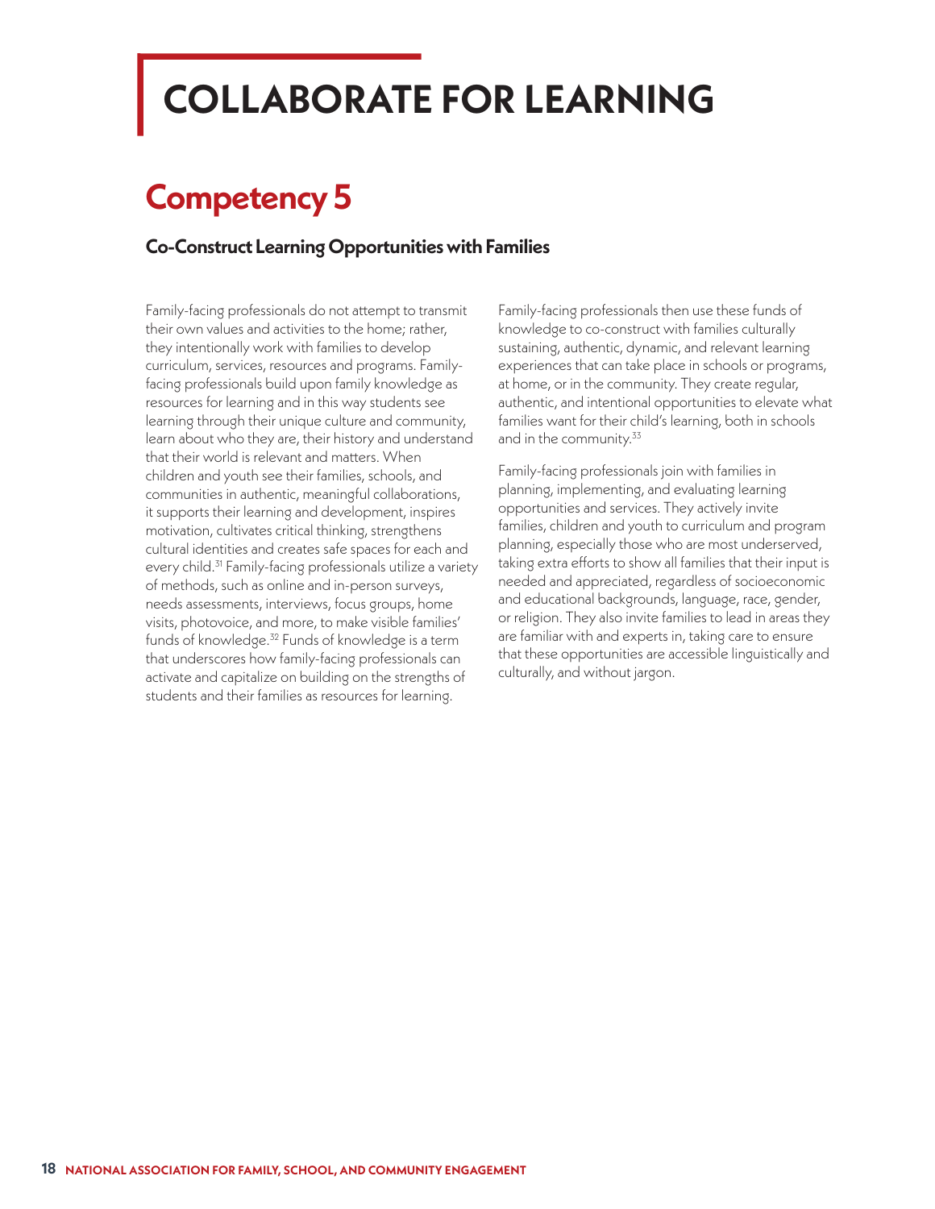# COLLABORATE FOR LEARNING

## Competency 5

### Co-Construct Learning Opportunities with Families

Family-facing professionals do not attempt to transmit their own values and activities to the home; rather, they intentionally work with families to develop curriculum, services, resources and programs. Family-facing professionals build upon family knowledge as resources for learning and in this way students see learning through their unique culture and community, learn about who they are, their history and understand that their world is relevant and matters. When children and youth see their families, schools, and communities in authentic, meaningful collaborations, it supports their learning and development, inspires motivation, cultivates critical thinking, strengthens cultural identities and creates safe spaces for each and every child.[31] Family-facing professionals utilize a variety of methods, such as online and in-person surveys, needs assessments, interviews, focus groups, home visits, photovoice, and more, to make visible families' funds of knowledge.[32] Funds of knowledge is a term that underscores how family-facing professionals can activate and capitalize on building on the strengths of students and their families as resources for learning.

Family-facing professionals then use these funds of knowledge to co-construct with families culturally sustaining, authentic, dynamic, and relevant learning experiences that can take place in schools or programs, at home, or in the community. They create regular, authentic, and intentional opportunities to elevate what families want for their child's learning, both in schools and in the community.[33]

Family-facing professionals join with families in planning, implementing, and evaluating learning opportunities and services. They actively invite families, children and youth to curriculum and program planning, especially those who are most underserved, taking extra efforts to show all families that their input is needed and appreciated, regardless of socioeconomic and educational backgrounds, language, race, gender, or religion. They also invite families to lead in areas they are familiar with and experts in, taking care to ensure that these opportunities are accessible linguistically and culturally, and without jargon.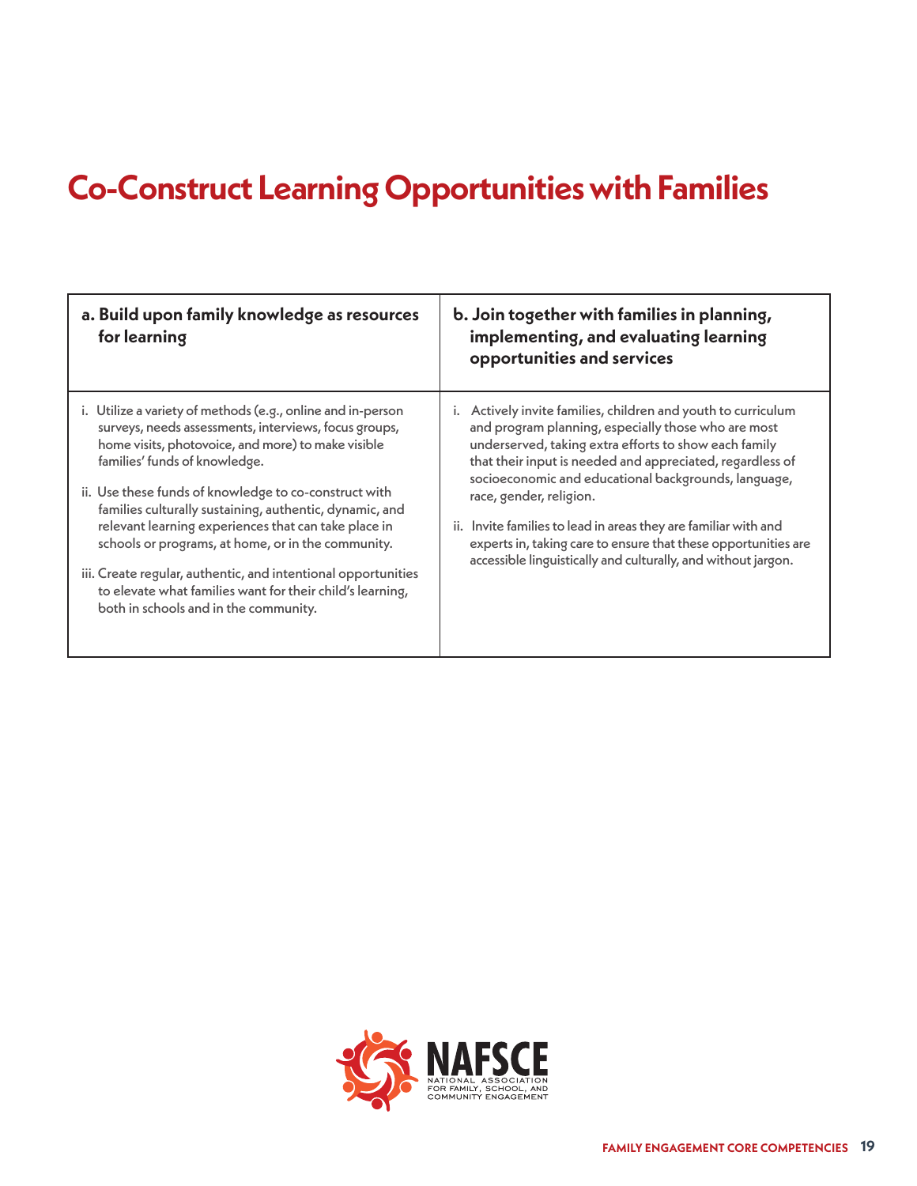# Co-Construct Learning Opportunities with Families

| a. Build upon family knowledge as resources for learning | b. Join together with families in planning, implementing, and evaluating learning opportunities and services |
|---|---|
| i. Utilize a variety of methods (e.g., online and in-person surveys, needs assessments, interviews, focus groups, home visits, photovoice, and more) to make visible families' funds of knowledge.<br><br>ii. Use these funds of knowledge to co-construct with families culturally sustaining, authentic, dynamic, and relevant learning experiences that can take place in schools or programs, at home, or in the community.<br><br>iii. Create regular, authentic, and intentional opportunities to elevate what families want for their child's learning, both in schools and in the community. | i. Actively invite families, children and youth to curriculum and program planning, especially those who are most underserved, taking extra efforts to show each family that their input is needed and appreciated, regardless of socioeconomic and educational backgrounds, language, race, gender, religion.<br><br>ii. Invite families to lead in areas they are familiar with and experts in, taking care to ensure that these opportunities are accessible linguistically and culturally, and without jargon. |

NAFSCE
NATIONAL ASSOCIATION FOR FAMILY, SCHOOL, AND COMMUNITY ENGAGEMENT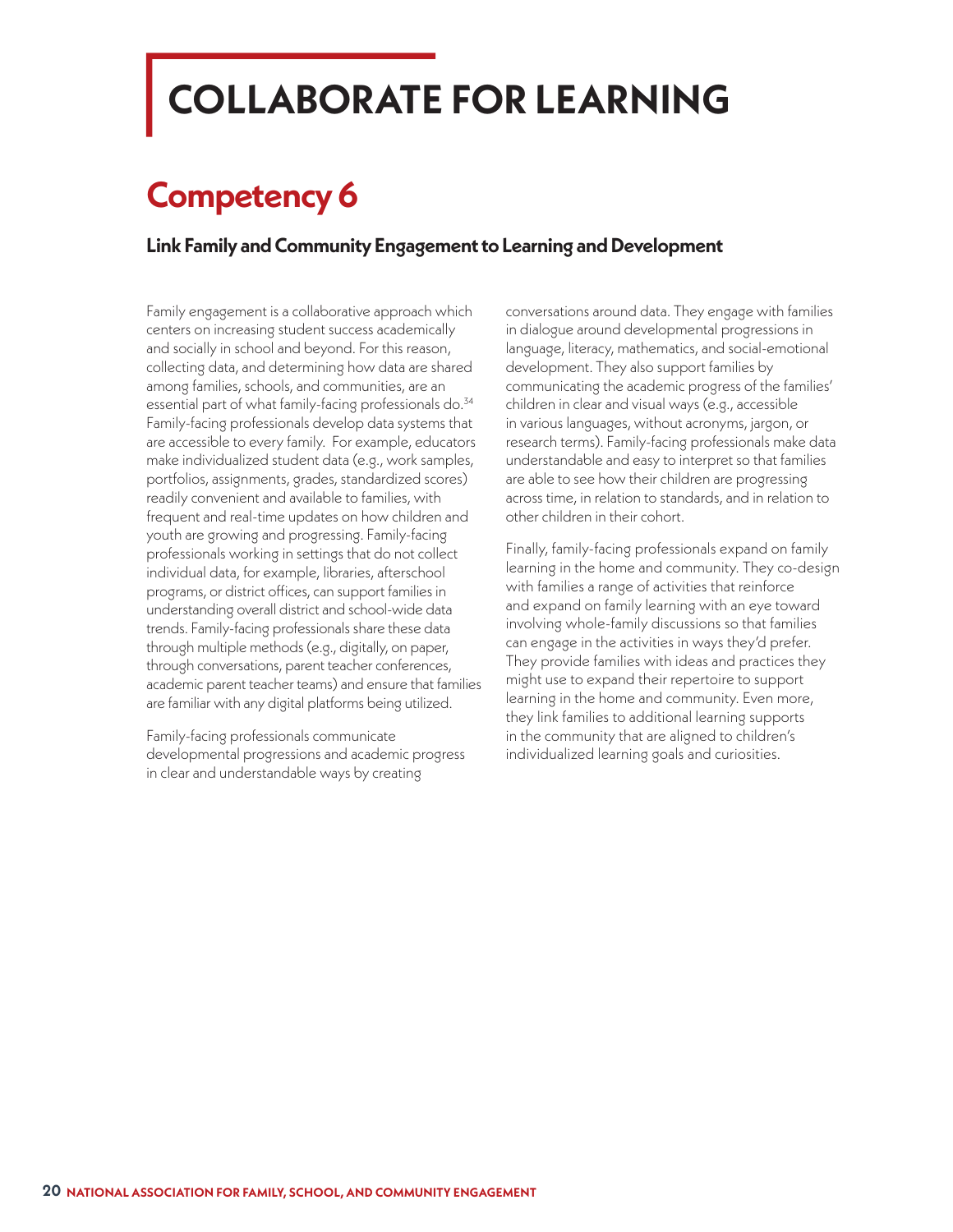# COLLABORATE FOR LEARNING

## Competency 6

### Link Family and Community Engagement to Learning and Development

Family engagement is a collaborative approach which centers on increasing student success academically and socially in school and beyond. For this reason, collecting data, and determining how data are shared among families, schools, and communities, are an essential part of what family-facing professionals do.[34] Family-facing professionals develop data systems that are accessible to every family. For example, educators make individualized student data (e.g., work samples, portfolios, assignments, grades, standardized scores) readily convenient and available to families, with frequent and real-time updates on how children and youth are growing and progressing. Family-facing professionals working in settings that do not collect individual data, for example, libraries, afterschool programs, or district offices, can support families in understanding overall district and school-wide data trends. Family-facing professionals share these data through multiple methods (e.g., digitally, on paper, through conversations, parent teacher conferences, academic parent teacher teams) and ensure that families are familiar with any digital platforms being utilized.

Family-facing professionals communicate developmental progressions and academic progress in clear and understandable ways by creating conversations around data. They engage with families in dialogue around developmental progressions in language, literacy, mathematics, and social-emotional development. They also support families by communicating the academic progress of the families' children in clear and visual ways (e.g., accessible in various languages, without acronyms, jargon, or research terms). Family-facing professionals make data understandable and easy to interpret so that families are able to see how their children are progressing across time, in relation to standards, and in relation to other children in their cohort.

Finally, family-facing professionals expand on family learning in the home and community. They co-design with families a range of activities that reinforce and expand on family learning with an eye toward involving whole-family discussions so that families can engage in the activities in ways they'd prefer. They provide families with ideas and practices they might use to expand their repertoire to support learning in the home and community. Even more, they link families to additional learning supports in the community that are aligned to children's individualized learning goals and curiosities.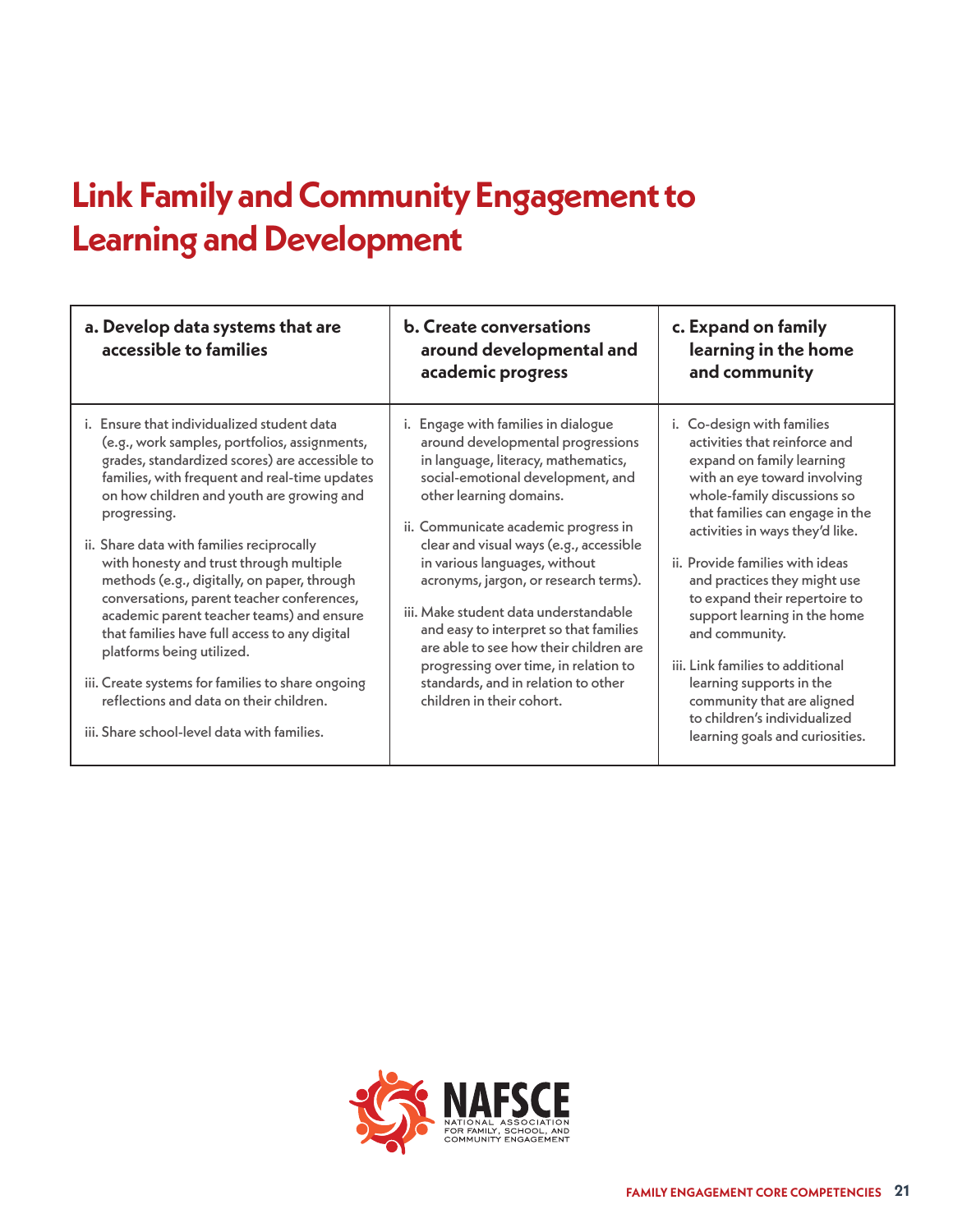# Link Family and Community Engagement to Learning and Development

| a. Develop data systems that are accessible to families | b. Create conversations around developmental and academic progress | c. Expand on family learning in the home and community |
|---|---|---|
| i. Ensure that individualized student data (e.g., work samples, portfolios, assignments, grades, standardized scores) are accessible to families, with frequent and real-time updates on how children and youth are growing and progressing.<br><br>ii. Share data with families reciprocally with honesty and trust through multiple methods (e.g., digitally, on paper, through conversations, parent teacher conferences, academic parent teacher teams) and ensure that families have full access to any digital platforms being utilized.<br><br>iii. Create systems for families to share ongoing reflections and data on their children.<br><br>iii. Share school-level data with families. | i. Engage with families in dialogue around developmental progressions in language, literacy, mathematics, social-emotional development, and other learning domains.<br><br>ii. Communicate academic progress in clear and visual ways (e.g., accessible in various languages, without acronyms, jargon, or research terms).<br><br>iii. Make student data understandable and easy to interpret so that families are able to see how their children are progressing over time, in relation to standards, and in relation to other children in their cohort. | i. Co-design with families activities that reinforce and expand on family learning with an eye toward involving whole-family discussions so that families can engage in the activities in ways they'd like.<br><br>ii. Provide families with ideas and practices they might use to expand their repertoire to support learning in the home and community.<br><br>iii. Link families to additional learning supports in the community that are aligned to children's individualized learning goals and curiosities. |

NAFSCE
NATIONAL ASSOCIATION FOR FAMILY, SCHOOL, AND COMMUNITY ENGAGEMENT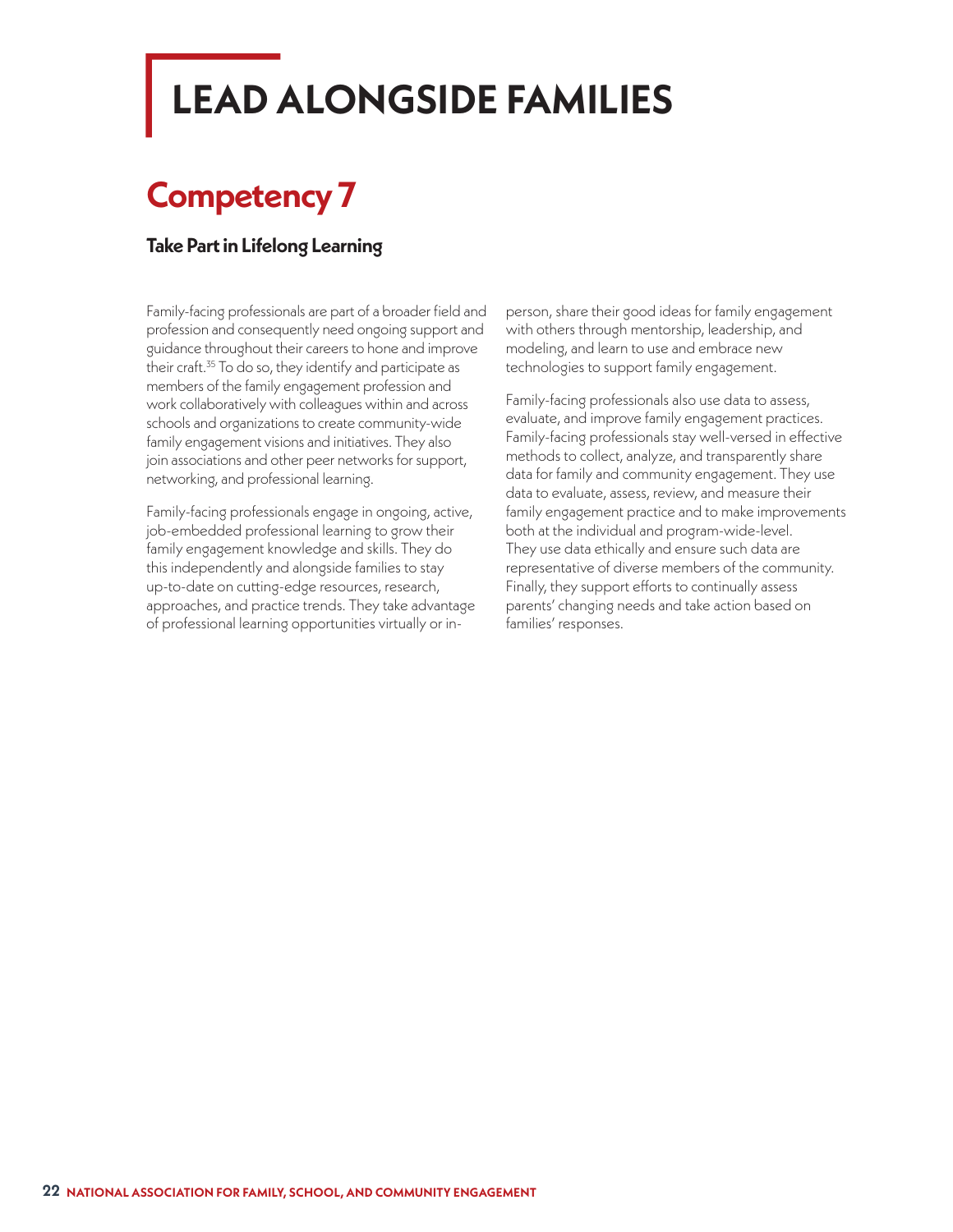# LEAD ALONGSIDE FAMILIES

## Competency 7

### Take Part in Lifelong Learning

Family-facing professionals are part of a broader field and profession and consequently need ongoing support and guidance throughout their careers to hone and improve their craft.[35] To do so, they identify and participate as members of the family engagement profession and work collaboratively with colleagues within and across schools and organizations to create community-wide family engagement visions and initiatives. They also join associations and other peer networks for support, networking, and professional learning.

Family-facing professionals engage in ongoing, active, job-embedded professional learning to grow their family engagement knowledge and skills. They do this independently and alongside families to stay up-to-date on cutting-edge resources, research, approaches, and practice trends. They take advantage of professional learning opportunities virtually or in-person, share their good ideas for family engagement with others through mentorship, leadership, and modeling, and learn to use and embrace new technologies to support family engagement.

Family-facing professionals also use data to assess, evaluate, and improve family engagement practices. Family-facing professionals stay well-versed in effective methods to collect, analyze, and transparently share data for family and community engagement. They use data to evaluate, assess, review, and measure their family engagement practice and to make improvements both at the individual and program-wide-level. They use data ethically and ensure such data are representative of diverse members of the community. Finally, they support efforts to continually assess parents' changing needs and take action based on families' responses.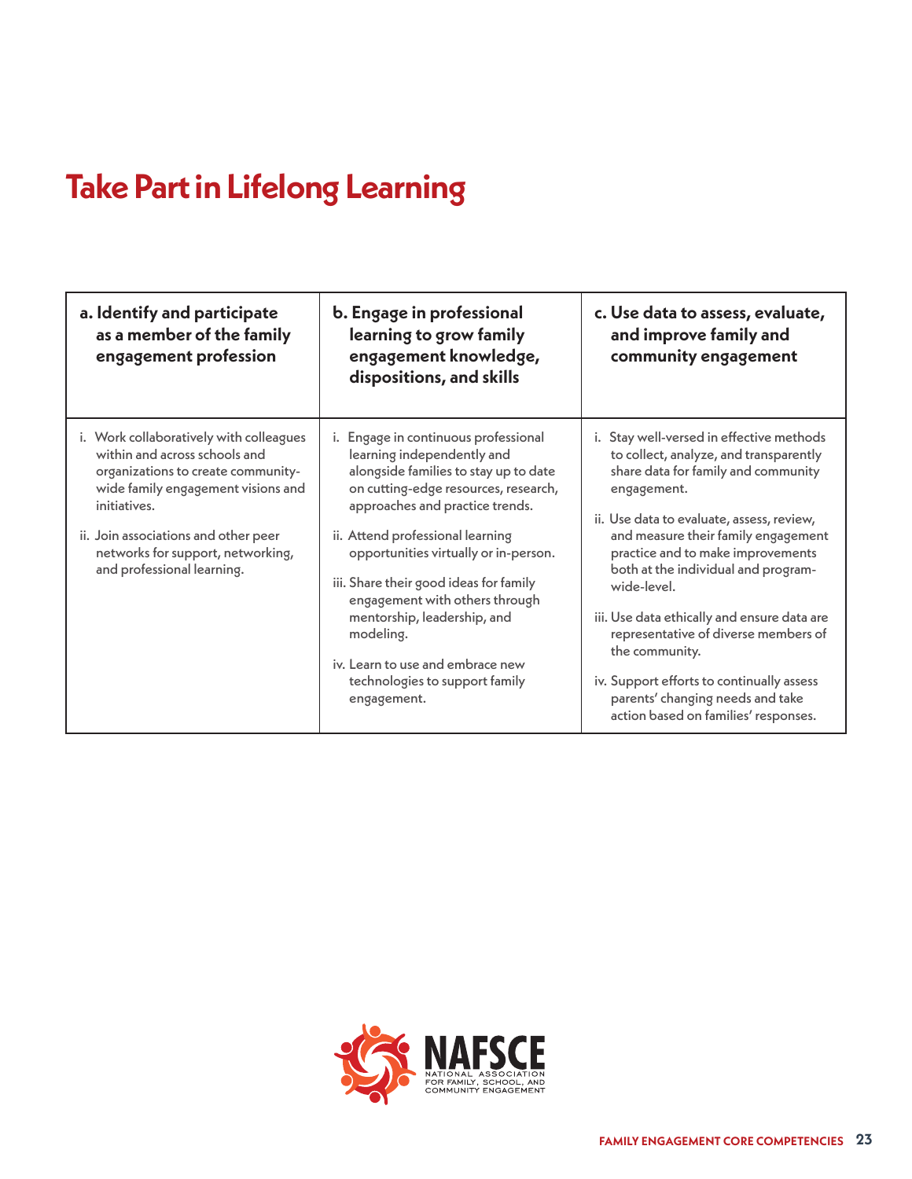# Take Part in Lifelong Learning

| a. Identify and participate as a member of the family engagement profession | b. Engage in professional learning to grow family engagement knowledge, dispositions, and skills | c. Use data to assess, evaluate, and improve family and community engagement |
|---|---|---|
| i. Work collaboratively with colleagues within and across schools and organizations to create community-wide family engagement visions and initiatives.<br><br>ii. Join associations and other peer networks for support, networking, and professional learning. | i. Engage in continuous professional learning independently and alongside families to stay up to date on cutting-edge resources, research, approaches and practice trends.<br><br>ii. Attend professional learning opportunities virtually or in-person.<br><br>iii. Share their good ideas for family engagement with others through mentorship, leadership, and modeling.<br><br>iv. Learn to use and embrace new technologies to support family engagement. | i. Stay well-versed in effective methods to collect, analyze, and transparently share data for family and community engagement.<br><br>ii. Use data to evaluate, assess, review, and measure their family engagement practice and to make improvements both at the individual and program-wide-level.<br><br>iii. Use data ethically and ensure data are representative of diverse members of the community.<br><br>iv. Support efforts to continually assess parents' changing needs and take action based on families' responses. |

NAFSCE
NATIONAL ASSOCIATION FOR FAMILY, SCHOOL, AND COMMUNITY ENGAGEMENT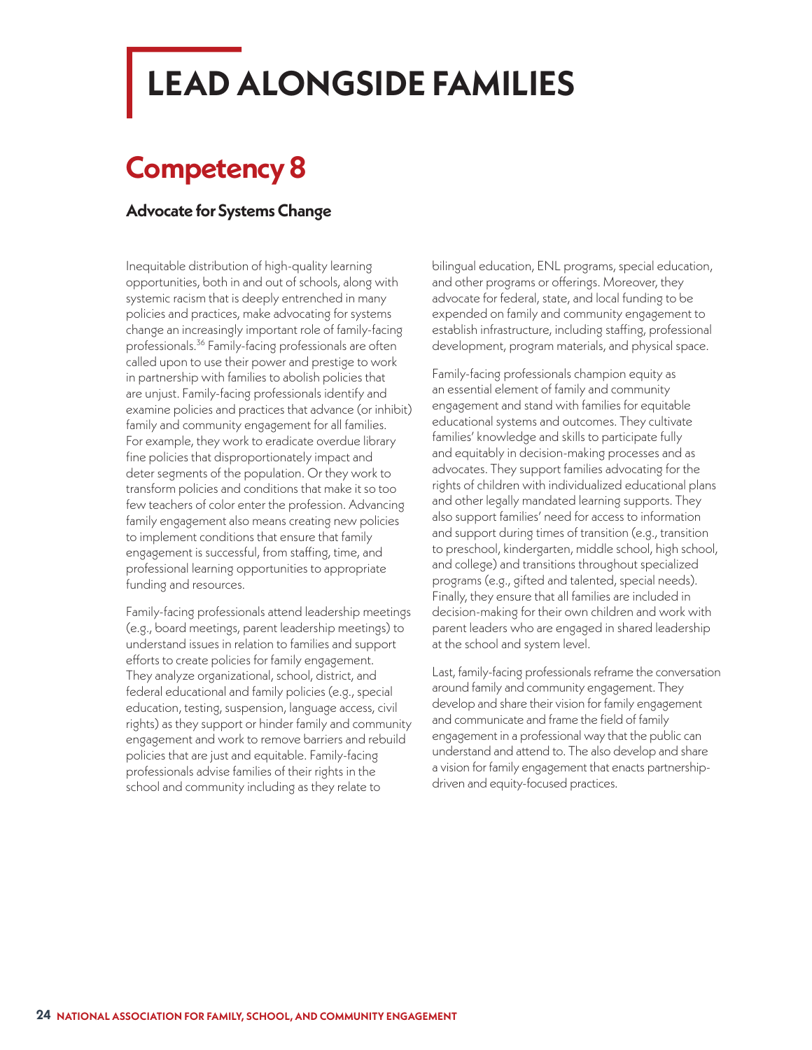# LEAD ALONGSIDE FAMILIES

## Competency 8

### Advocate for Systems Change

Inequitable distribution of high-quality learning opportunities, both in and out of schools, along with systemic racism that is deeply entrenched in many policies and practices, make advocating for systems change an increasingly important role of family-facing professionals.[36] Family-facing professionals are often called upon to use their power and prestige to work in partnership with families to abolish policies that are unjust. Family-facing professionals identify and examine policies and practices that advance (or inhibit) family and community engagement for all families. For example, they work to eradicate overdue library fine policies that disproportionately impact and deter segments of the population. Or they work to transform policies and conditions that make it so too few teachers of color enter the profession. Advancing family engagement also means creating new policies to implement conditions that ensure that family engagement is successful, from staffing, time, and professional learning opportunities to appropriate funding and resources.

Family-facing professionals attend leadership meetings (e.g., board meetings, parent leadership meetings) to understand issues in relation to families and support efforts to create policies for family engagement. They analyze organizational, school, district, and federal educational and family policies (e.g., special education, testing, suspension, language access, civil rights) as they support or hinder family and community engagement and work to remove barriers and rebuild policies that are just and equitable. Family-facing professionals advise families of their rights in the school and community including as they relate to bilingual education, ENL programs, special education, and other programs or offerings. Moreover, they advocate for federal, state, and local funding to be expended on family and community engagement to establish infrastructure, including staffing, professional development, program materials, and physical space.

Family-facing professionals champion equity as an essential element of family and community engagement and stand with families for equitable educational systems and outcomes. They cultivate families' knowledge and skills to participate fully and equitably in decision-making processes and as advocates. They support families advocating for the rights of children with individualized educational plans and other legally mandated learning supports. They also support families' need for access to information and support during times of transition (e.g., transition to preschool, kindergarten, middle school, high school, and college) and transitions throughout specialized programs (e.g., gifted and talented, special needs). Finally, they ensure that all families are included in decision-making for their own children and work with parent leaders who are engaged in shared leadership at the school and system level.

Last, family-facing professionals reframe the conversation around family and community engagement. They develop and share their vision for family engagement and communicate and frame the field of family engagement in a professional way that the public can understand and attend to. The also develop and share a vision for family engagement that enacts partnership-driven and equity-focused practices.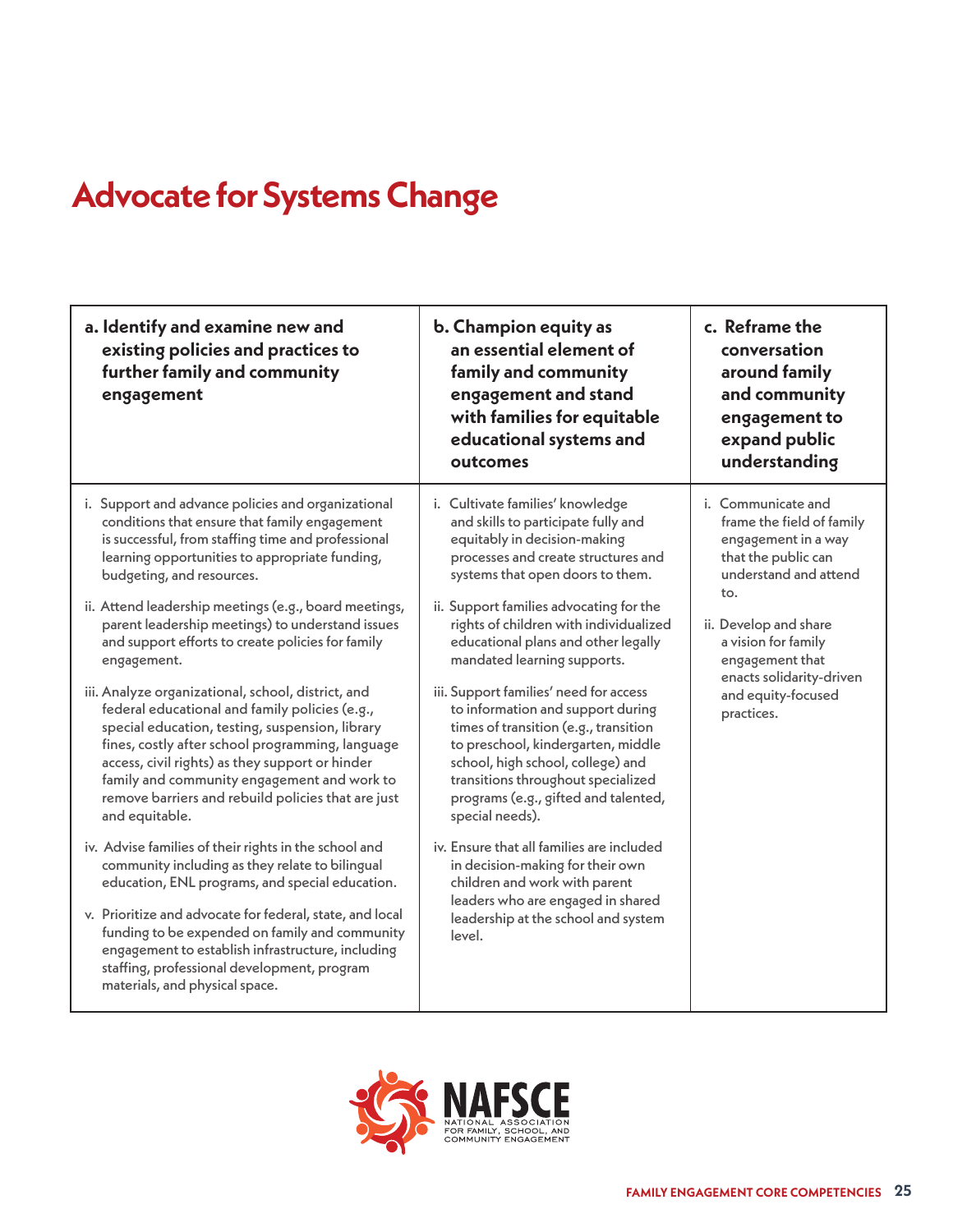# Advocate for Systems Change

| a. Identify and examine new and existing policies and practices to further family and community engagement | b. Champion equity as an essential element of family and community engagement and stand with families for equitable educational systems and outcomes | c. Reframe the conversation around family and community engagement to expand public understanding |
|---|---|---|
| i. Support and advance policies and organizational conditions that ensure that family engagement is successful, from staffing time and professional learning opportunities to appropriate funding, budgeting, and resources.<br><br>ii. Attend leadership meetings (e.g., board meetings, parent leadership meetings) to understand issues and support efforts to create policies for family engagement.<br><br>iii. Analyze organizational, school, district, and federal educational and family policies (e.g., special education, testing, suspension, library fines, costly after school programming, language access, civil rights) as they support or hinder family and community engagement and work to remove barriers and rebuild policies that are just and equitable.<br><br>iv. Advise families of their rights in the school and community including as they relate to bilingual education, ENL programs, and special education.<br><br>v. Prioritize and advocate for federal, state, and local funding to be expended on family and community engagement to establish infrastructure, including staffing, professional development, program materials, and physical space. | i. Cultivate families' knowledge and skills to participate fully and equitably in decision-making processes and create structures and systems that open doors to them.<br><br>ii. Support families advocating for the rights of children with individualized educational plans and other legally mandated learning supports.<br><br>iii. Support families' need for access to information and support during times of transition (e.g., transition to preschool, kindergarten, middle school, high school, college) and transitions throughout specialized programs (e.g., gifted and talented, special needs).<br><br>iv. Ensure that all families are included in decision-making for their own children and work with parent leaders who are engaged in shared leadership at the school and system level. | i. Communicate and frame the field of family engagement in a way that the public can understand and attend to.<br><br>ii. Develop and share a vision for family engagement that enacts solidarity-driven and equity-focused practices. |

NAFSCE
NATIONAL ASSOCIATION FOR FAMILY, SCHOOL, AND COMMUNITY ENGAGEMENT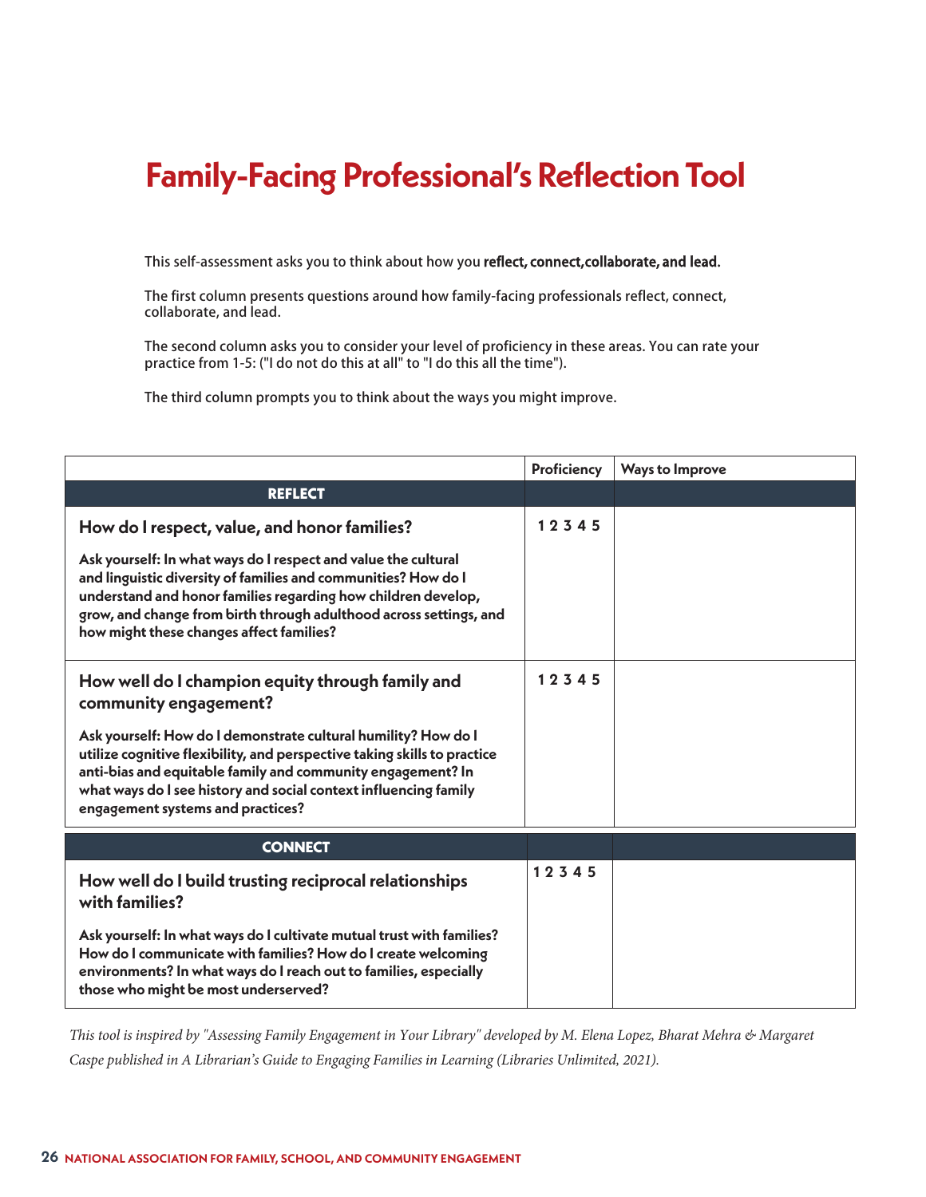# Family-Facing Professional's Reflection Tool

This self-assessment asks you to think about how you **reflect, connect,collaborate, and lead.**

The first column presents questions around how family-facing professionals reflect, connect, collaborate, and lead.

The second column asks you to consider your level of proficiency in these areas. You can rate your practice from 1-5: ("I do not do this at all" to "I do this all the time").

The third column prompts you to think about the ways you might improve.

| | Proficiency | Ways to Improve |
|---|---|---|
| **REFLECT** | | |
| **How do I respect, value, and honor families?**<br><br>**Ask yourself: In what ways do I respect and value the cultural and linguistic diversity of families and communities? How do I understand and honor families regarding how children develop, grow, and change from birth through adulthood across settings, and how might these changes affect families?** | 1 2 3 4 5 | |
| **How well do I champion equity through family and community engagement?**<br><br>**Ask yourself: How do I demonstrate cultural humility? How do I utilize cognitive flexibility, and perspective taking skills to practice anti-bias and equitable family and community engagement? In what ways do I see history and social context influencing family engagement systems and practices?** | 1 2 3 4 5 | |
| **CONNECT** | | |
| **How well do I build trusting reciprocal relationships with families?**<br><br>**Ask yourself: In what ways do I cultivate mutual trust with families? How do I communicate with families? How do I create welcoming environments? In what ways do I reach out to families, especially those who might be most underserved?** | 1 2 3 4 5 | |

*This tool is inspired by "Assessing Family Engagement in Your Library" developed by M. Elena Lopez, Bharat Mehra & Margaret Caspe published in A Librarian's Guide to Engaging Families in Learning (Libraries Unlimited, 2021).*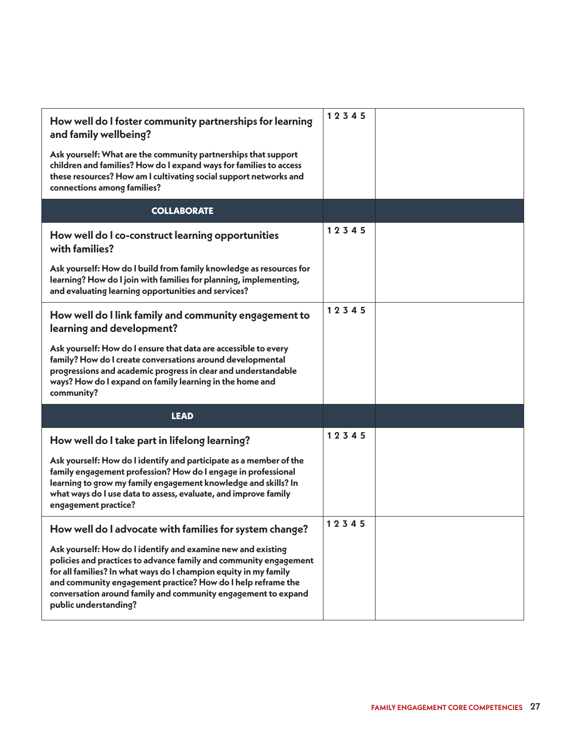| | | |
|---|---|---|
| **How well do I foster community partnerships for learning and family wellbeing?**<br><br>**Ask yourself: What are the community partnerships that support children and families? How do I expand ways for families to access these resources? How am I cultivating social support networks and connections among families?** | **1 2 3 4 5** | |
| **COLLABORATE** | | |
| **How well do I co-construct learning opportunities with families?**<br><br>**Ask yourself: How do I build from family knowledge as resources for learning? How do I join with families for planning, implementing, and evaluating learning opportunities and services?** | **1 2 3 4 5** | |
| **How well do I link family and community engagement to learning and development?**<br><br>**Ask yourself: How do I ensure that data are accessible to every family? How do I create conversations around developmental progressions and academic progress in clear and understandable ways? How do I expand on family learning in the home and community?** | **1 2 3 4 5** | |
| **LEAD** | | |
| **How well do I take part in lifelong learning?**<br><br>**Ask yourself: How do I identify and participate as a member of the family engagement profession? How do I engage in professional learning to grow my family engagement knowledge and skills? In what ways do I use data to assess, evaluate, and improve family engagement practice?** | **1 2 3 4 5** | |
| **How well do I advocate with families for system change?**<br><br>**Ask yourself: How do I identify and examine new and existing policies and practices to advance family and community engagement for all families? In what ways do I champion equity in my family and community engagement practice? How do I help reframe the conversation around family and community engagement to expand public understanding?** | **1 2 3 4 5** | |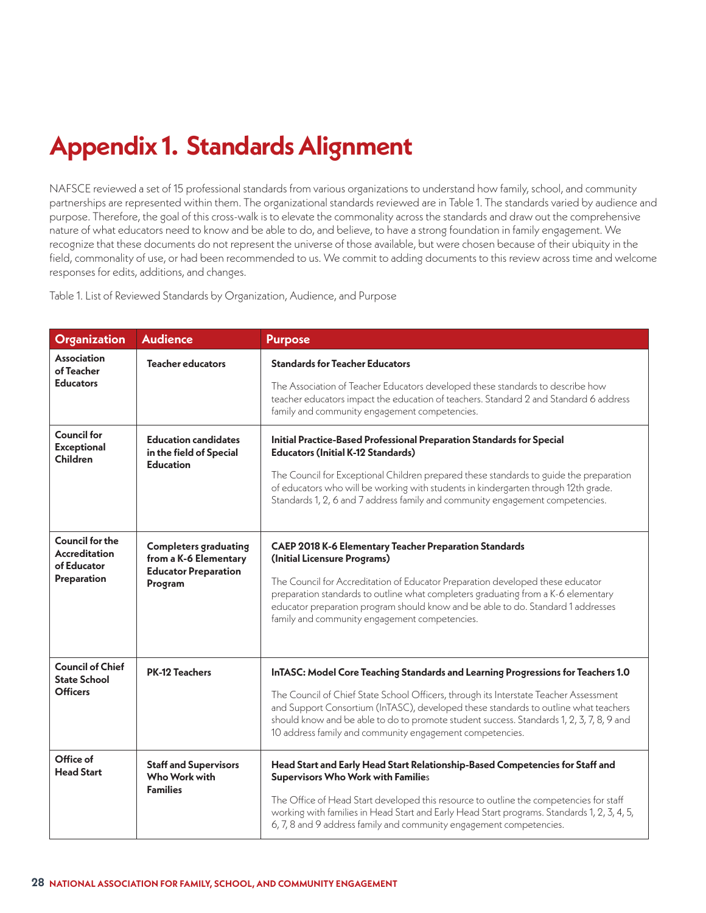# Appendix 1. Standards Alignment

NAFSCE reviewed a set of 15 professional standards from various organizations to understand how family, school, and community partnerships are represented within them. The organizational standards reviewed are in Table 1. The standards varied by audience and purpose. Therefore, the goal of this cross-walk is to elevate the commonality across the standards and draw out the comprehensive nature of what educators need to know and be able to do, and believe, to have a strong foundation in family engagement. We recognize that these documents do not represent the universe of those available, but were chosen because of their ubiquity in the field, commonality of use, or had been recommended to us. We commit to adding documents to this review across time and welcome responses for edits, additions, and changes.

Table 1. List of Reviewed Standards by Organization, Audience, and Purpose

| Organization | Audience | Purpose |
|---|---|---|
| **Association of Teacher Educators** | **Teacher educators** | **Standards for Teacher Educators**<br><br>The Association of Teacher Educators developed these standards to describe how teacher educators impact the education of teachers. Standard 2 and Standard 6 address family and community engagement competencies. |
| **Council for Exceptional Children** | **Education candidates in the field of Special Education** | **Initial Practice-Based Professional Preparation Standards for Special Educators (Initial K-12 Standards)**<br><br>The Council for Exceptional Children prepared these standards to guide the preparation of educators who will be working with students in kindergarten through 12th grade. Standards 1, 2, 6 and 7 address family and community engagement competencies. |
| **Council for the Accreditation of Educator Preparation** | **Completers graduating from a K-6 Elementary Educator Preparation Program** | **CAEP 2018 K-6 Elementary Teacher Preparation Standards (Initial Licensure Programs)**<br><br>The Council for Accreditation of Educator Preparation developed these educator preparation standards to outline what completers graduating from a K-6 elementary educator preparation program should know and be able to do. Standard 1 addresses family and community engagement competencies. |
| **Council of Chief State School Officers** | **PK-12 Teachers** | **InTASC: Model Core Teaching Standards and Learning Progressions for Teachers 1.0**<br><br>The Council of Chief State School Officers, through its Interstate Teacher Assessment and Support Consortium (InTASC), developed these standards to outline what teachers should know and be able to do to promote student success. Standards 1, 2, 3, 7, 8, 9 and 10 address family and community engagement competencies. |
| **Office of Head Start** | **Staff and Supervisors Who Work with Families** | **Head Start and Early Head Start Relationship-Based Competencies for Staff and Supervisors Who Work with Families**<br><br>The Office of Head Start developed this resource to outline the competencies for staff working with families in Head Start and Early Head Start programs. Standards 1, 2, 3, 4, 5, 6, 7, 8 and 9 address family and community engagement competencies. |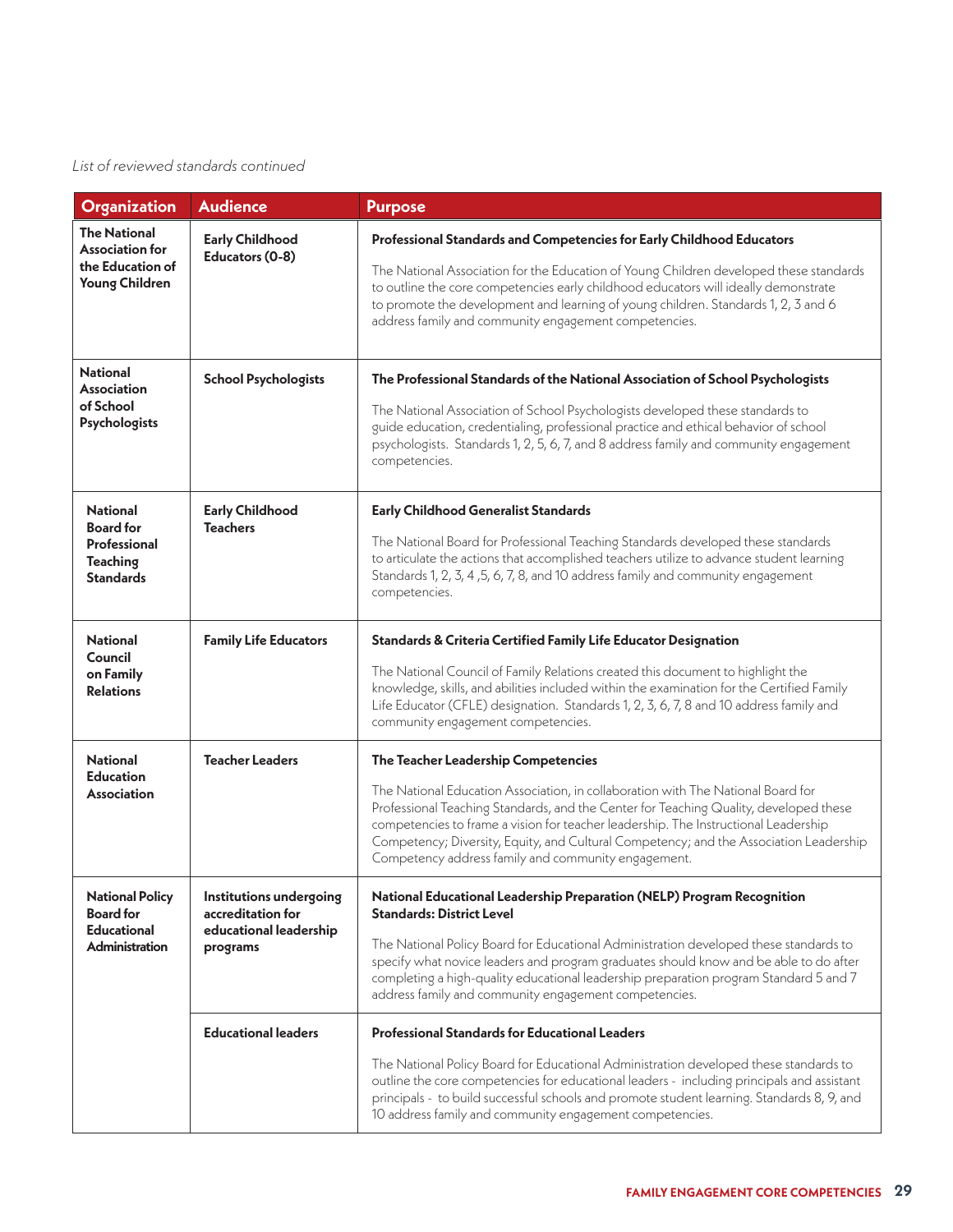*List of reviewed standards continued*

| Organization | Audience | Purpose |
|---|---|---|
| **The National Association for the Education of Young Children** | **Early Childhood Educators (0-8)** | **Professional Standards and Competencies for Early Childhood Educators**<br><br>The National Association for the Education of Young Children developed these standards to outline the core competencies early childhood educators will ideally demonstrate to promote the development and learning of young children. Standards 1, 2, 3 and 6 address family and community engagement competencies. |
| **National Association of School Psychologists** | **School Psychologists** | **The Professional Standards of the National Association of School Psychologists**<br><br>The National Association of School Psychologists developed these standards to guide education, credentialing, professional practice and ethical behavior of school psychologists. Standards 1, 2, 5, 6, 7, and 8 address family and community engagement competencies. |
| **National Board for Professional Teaching Standards** | **Early Childhood Teachers** | **Early Childhood Generalist Standards**<br><br>The National Board for Professional Teaching Standards developed these standards to articulate the actions that accomplished teachers utilize to advance student learning Standards 1, 2, 3, 4 ,5, 6, 7, 8, and 10 address family and community engagement competencies. |
| **National Council on Family Relations** | **Family Life Educators** | **Standards & Criteria Certified Family Life Educator Designation**<br><br>The National Council of Family Relations created this document to highlight the knowledge, skills, and abilities included within the examination for the Certified Family Life Educator (CFLE) designation. Standards 1, 2, 3, 6, 7, 8 and 10 address family and community engagement competencies. |
| **National Education Association** | **Teacher Leaders** | **The Teacher Leadership Competencies**<br><br>The National Education Association, in collaboration with The National Board for Professional Teaching Standards, and the Center for Teaching Quality, developed these competencies to frame a vision for teacher leadership. The Instructional Leadership Competency; Diversity, Equity, and Cultural Competency; and the Association Leadership Competency address family and community engagement. |
| **National Policy Board for Educational Administration** | **Institutions undergoing accreditation for educational leadership programs** | **National Educational Leadership Preparation (NELP) Program Recognition Standards: District Level**<br><br>The National Policy Board for Educational Administration developed these standards to specify what novice leaders and program graduates should know and be able to do after completing a high-quality educational leadership preparation program Standard 5 and 7 address family and community engagement competencies. |
| | **Educational leaders** | **Professional Standards for Educational Leaders**<br><br>The National Policy Board for Educational Administration developed these standards to outline the core competencies for educational leaders - including principals and assistant principals - to build successful schools and promote student learning. Standards 8, 9, and 10 address family and community engagement competencies. |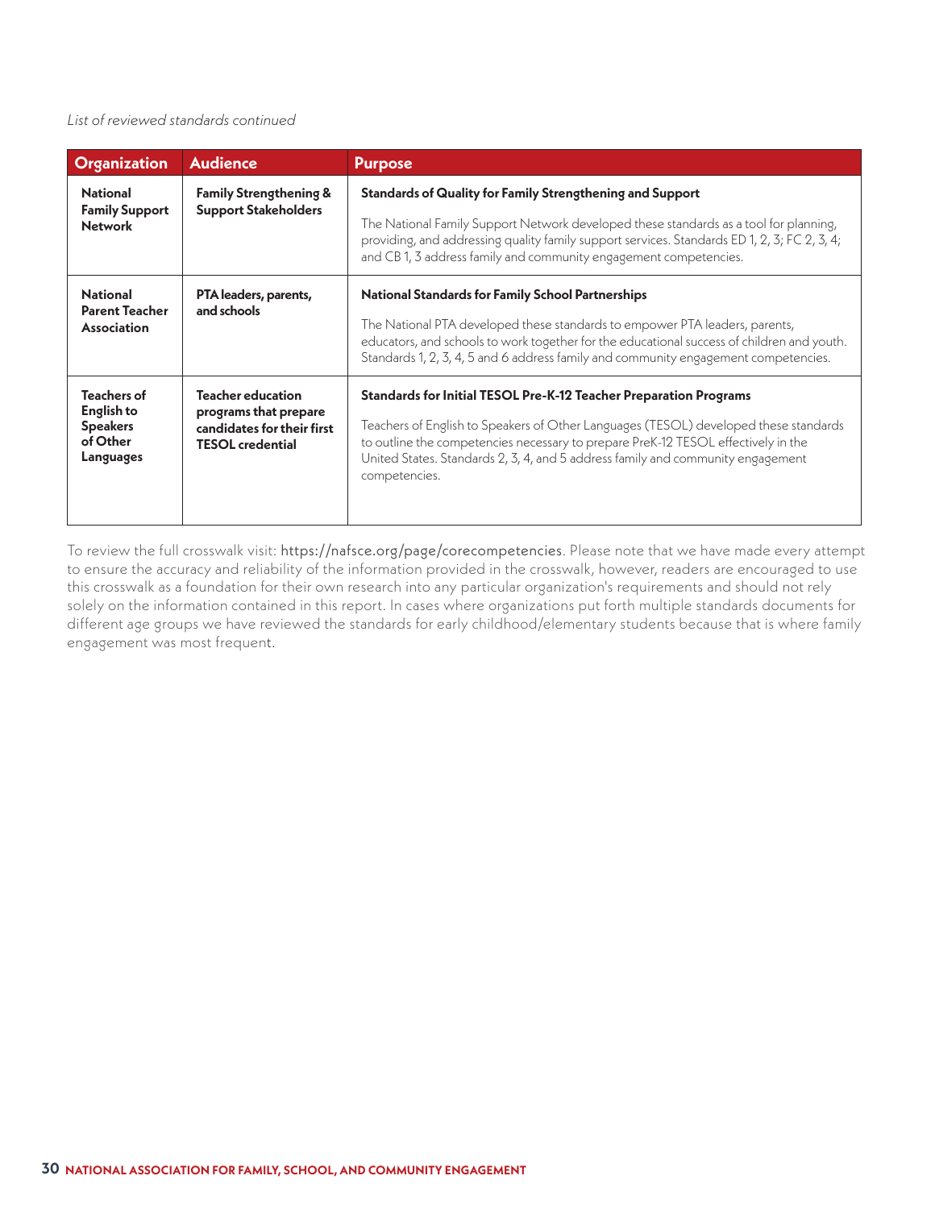*List of reviewed standards continued*

| Organization | Audience | Purpose |
|---|---|---|
| **National Family Support Network** | **Family Strengthening & Support Stakeholders** | **Standards of Quality for Family Strengthening and Support**<br><br>The National Family Support Network developed these standards as a tool for planning, providing, and addressing quality family support services. Standards ED 1, 2, 3; FC 2, 3, 4; and CB 1, 3 address family and community engagement competencies. |
| **National Parent Teacher Association** | **PTA leaders, parents, and schools** | **National Standards for Family School Partnerships**<br><br>The National PTA developed these standards to empower PTA leaders, parents, educators, and schools to work together for the educational success of children and youth. Standards 1, 2, 3, 4, 5 and 6 address family and community engagement competencies. |
| **Teachers of English to Speakers of Other Languages** | **Teacher education programs that prepare candidates for their first TESOL credential** | **Standards for Initial TESOL Pre-K-12 Teacher Preparation Programs**<br><br>Teachers of English to Speakers of Other Languages (TESOL) developed these standards to outline the competencies necessary to prepare PreK-12 TESOL effectively in the United States. Standards 2, 3, 4, and 5 address family and community engagement competencies. |

To review the full crosswalk visit: https://nafsce.org/page/corecompetencies. Please note that we have made every attempt to ensure the accuracy and reliability of the information provided in the crosswalk, however, readers are encouraged to use this crosswalk as a foundation for their own research into any particular organization's requirements and should not rely solely on the information contained in this report. In cases where organizations put forth multiple standards documents for different age groups we have reviewed the standards for early childhood/elementary students because that is where family engagement was most frequent.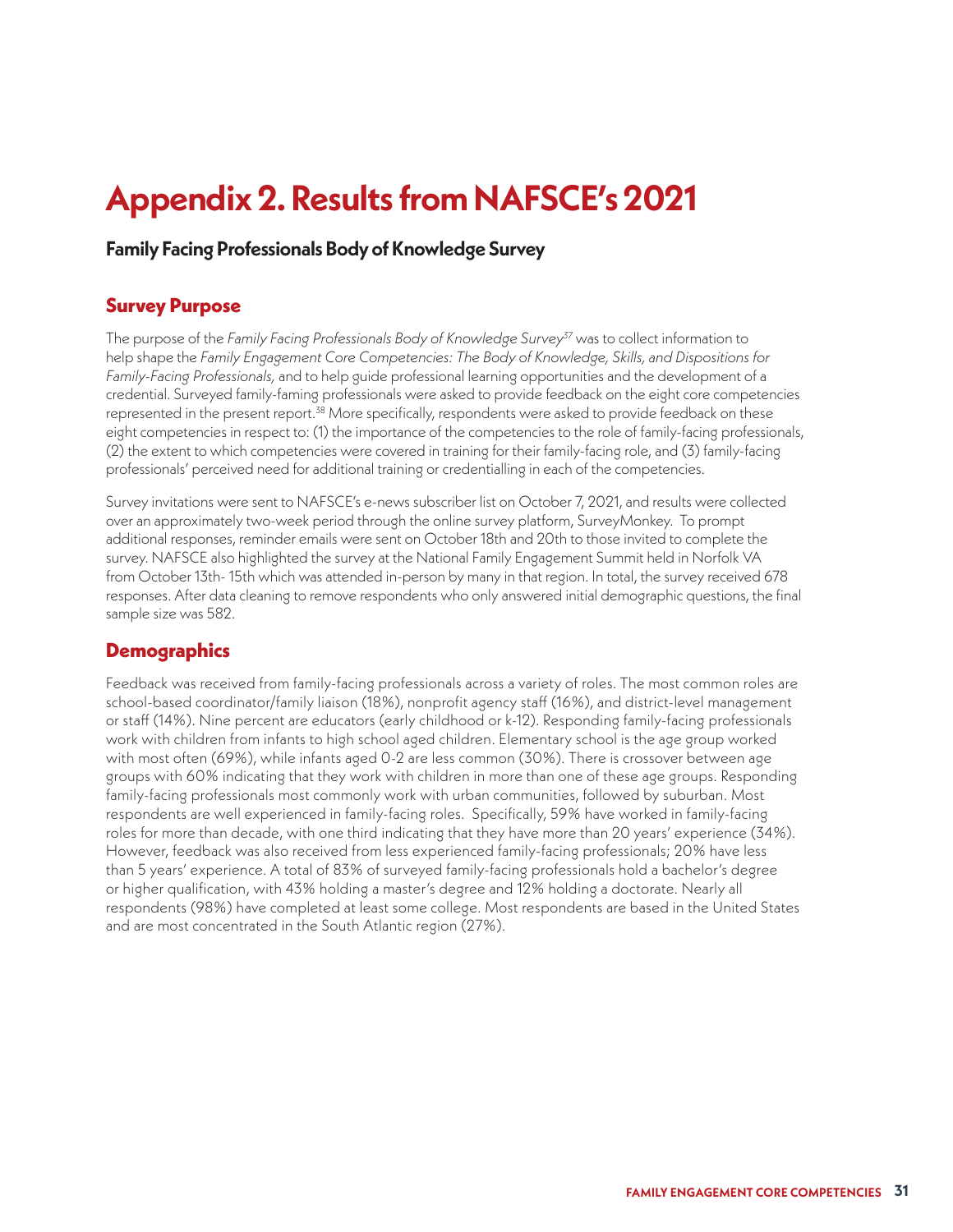# Appendix 2. Results from NAFSCE's 2021

**Family Facing Professionals Body of Knowledge Survey**

## Survey Purpose

The purpose of the *Family Facing Professionals Body of Knowledge Survey*[37] was to collect information to help shape the *Family Engagement Core Competencies: The Body of Knowledge, Skills, and Dispositions for Family-Facing Professionals,* and to help guide professional learning opportunities and the development of a credential. Surveyed family-faming professionals were asked to provide feedback on the eight core competencies represented in the present report.[38] More specifically, respondents were asked to provide feedback on these eight competencies in respect to: (1) the importance of the competencies to the role of family-facing professionals, (2) the extent to which competencies were covered in training for their family-facing role, and (3) family-facing professionals' perceived need for additional training or credentialling in each of the competencies.

Survey invitations were sent to NAFSCE's e-news subscriber list on October 7, 2021, and results were collected over an approximately two-week period through the online survey platform, SurveyMonkey. To prompt additional responses, reminder emails were sent on October 18th and 20th to those invited to complete the survey. NAFSCE also highlighted the survey at the National Family Engagement Summit held in Norfolk VA from October 13th- 15th which was attended in-person by many in that region. In total, the survey received 678 responses. After data cleaning to remove respondents who only answered initial demographic questions, the final sample size was 582.

## Demographics

Feedback was received from family-facing professionals across a variety of roles. The most common roles are school-based coordinator/family liaison (18%), nonprofit agency staff (16%), and district-level management or staff (14%). Nine percent are educators (early childhood or k-12). Responding family-facing professionals work with children from infants to high school aged children. Elementary school is the age group worked with most often (69%), while infants aged 0-2 are less common (30%). There is crossover between age groups with 60% indicating that they work with children in more than one of these age groups. Responding family-facing professionals most commonly work with urban communities, followed by suburban. Most respondents are well experienced in family-facing roles. Specifically, 59% have worked in family-facing roles for more than decade, with one third indicating that they have more than 20 years' experience (34%). However, feedback was also received from less experienced family-facing professionals; 20% have less than 5 years' experience. A total of 83% of surveyed family-facing professionals hold a bachelor's degree or higher qualification, with 43% holding a master's degree and 12% holding a doctorate. Nearly all respondents (98%) have completed at least some college. Most respondents are based in the United States and are most concentrated in the South Atlantic region (27%).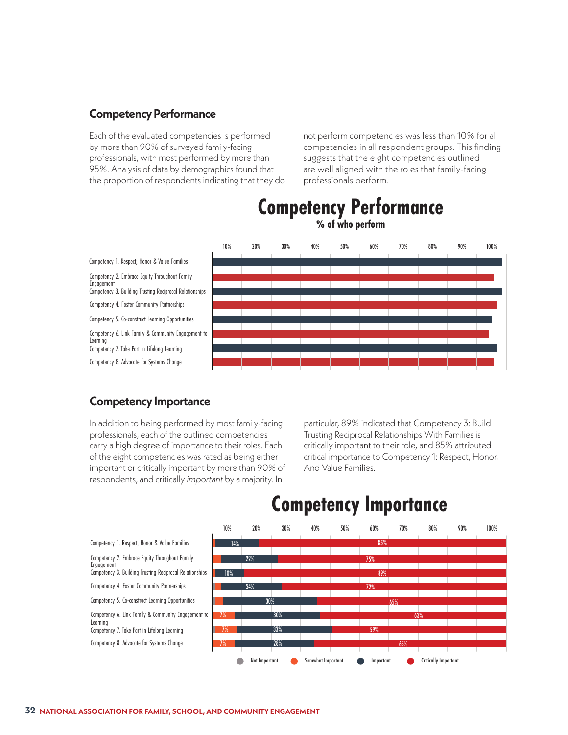## Competency Performance

Each of the evaluated competencies is performed by more than 90% of surveyed family-facing professionals, with most performed by more than 95%. Analysis of data by demographics found that the proportion of respondents indicating that they do not perform competencies was less than 10% for all competencies in all respondent groups. This finding suggests that the eight competencies outlined are well aligned with the roles that family-facing professionals perform.

**Competency Performance**

**% of who perform**

| Competency |
|---|
| Competency 1. Respect, Honor & Value Families |
| Competency 2. Embrace Equity Throughout Family Engagement |
| Competency 3. Building Trusting Reciprocal Relationships |
| Competency 4. Foster Community Partnerships |
| Competency 5. Co-construct Learning Opportunities |
| Competency 6. Link Family & Community Engagement to Learning |
| Competency 7. Take Part in Lifelong Learning |
| Competency 8. Advocate for Systems Change |

## Competency Importance

In addition to being performed by most family-facing professionals, each of the outlined competencies carry a high degree of importance to their roles. Each of the eight competencies was rated as being either important or critically important by more than 90% of respondents, and critically *important* by a majority. In particular, 89% indicated that Competency 3: Build Trusting Reciprocal Relationships With Families is critically important to their role, and 85% attributed critical importance to Competency 1: Respect, Honor, And Value Families.

**Competency Importance**

| Competency | Somwhat Important | Important | Critically Important |
|---|---|---|---|
| Competency 1. Respect, Honor & Value Families | | 14% | 85% |
| Competency 2. Embrace Equity Throughout Family Engagement | | 22% | 75% |
| Competency 3. Building Trusting Reciprocal Relationships | | 10% | 89% |
| Competency 4. Foster Community Partnerships | | 24% | 72% |
| Competency 5. Co-construct Learning Opportunities | | 30% | 65% |
| Competency 6. Link Family & Community Engagement to Learning | 7% | 30% | 63% |
| Competency 7. Take Part in Lifelong Learning | 7% | 33% | 59% |
| Competency 8. Advocate for Systems Change | 7% | 28% | 65% |

Not Important · Somwhat Important · Important · Critically Important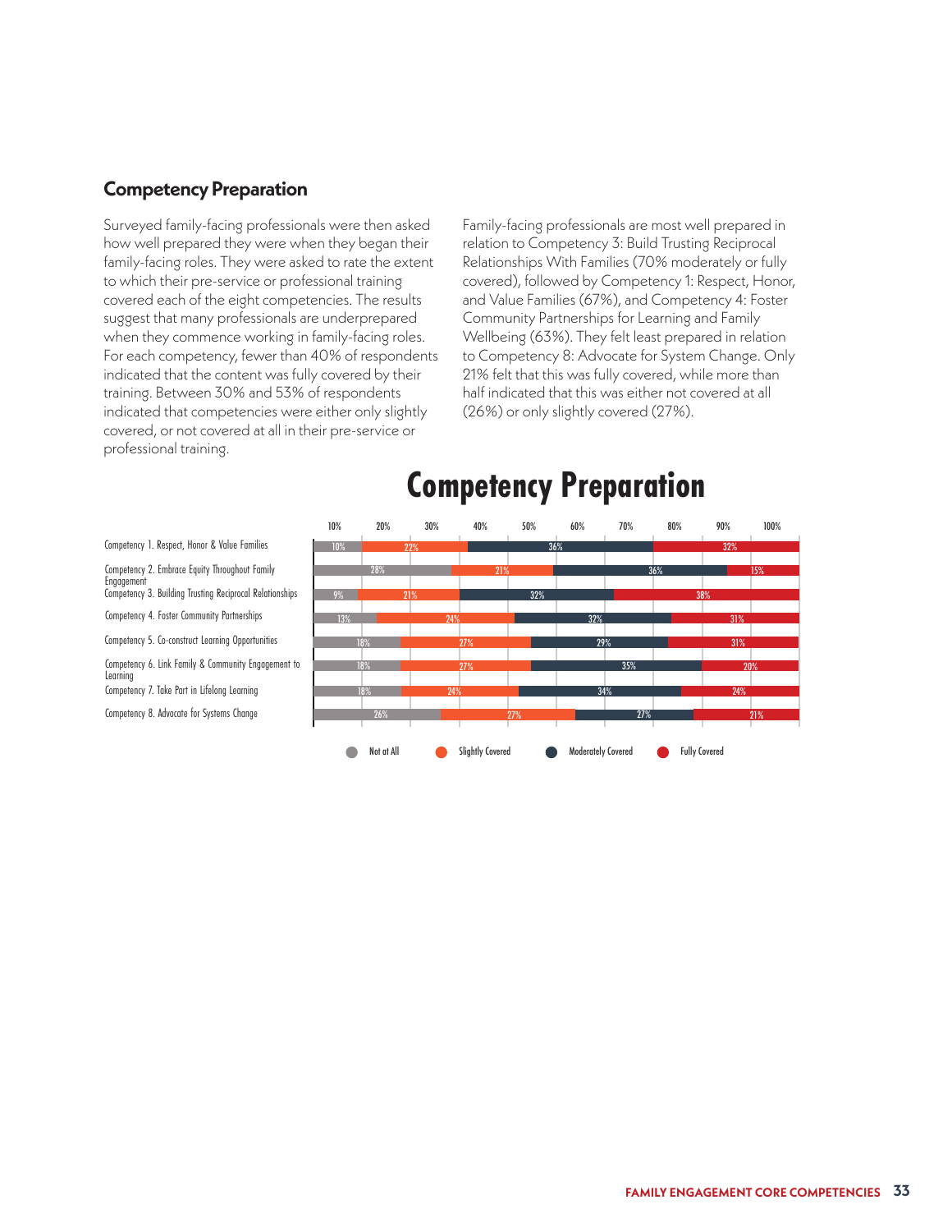## Competency Preparation

Surveyed family-facing professionals were then asked how well prepared they were when they began their family-facing roles. They were asked to rate the extent to which their pre-service or professional training covered each of the eight competencies. The results suggest that many professionals are underprepared when they commence working in family-facing roles. For each competency, fewer than 40% of respondents indicated that the content was fully covered by their training. Between 30% and 53% of respondents indicated that competencies were either only slightly covered, or not covered at all in their pre-service or professional training.

Family-facing professionals are most well prepared in relation to Competency 3: Build Trusting Reciprocal Relationships With Families (70% moderately or fully covered), followed by Competency 1: Respect, Honor, and Value Families (67%), and Competency 4: Foster Community Partnerships for Learning and Family Wellbeing (63%). They felt least prepared in relation to Competency 8: Advocate for System Change. Only 21% felt that this was fully covered, while more than half indicated that this was either not covered at all (26%) or only slightly covered (27%).

### Competency Preparation

| Competency | Not at All | Slightly Covered | Moderately Covered | Fully Covered |
|---|---|---|---|---|
| Competency 1. Respect, Honor & Value Families | 10% | 22% | 36% | 32% |
| Competency 2. Embrace Equity Throughout Family Engagement | 28% | 21% | 36% | 15% |
| Competency 3. Building Trusting Reciprocal Relationships | 9% | 21% | 32% | 38% |
| Competency 4. Foster Community Partnerships | 13% | 24% | 32% | 31% |
| Competency 5. Co-construct Learning Opportunities | 18% | 27% | 29% | 31% |
| Competency 6. Link Family & Community Engagement to Learning | 18% | 27% | 35% | 20% |
| Competency 7. Take Part in Lifelong Learning | 18% | 24% | 34% | 24% |
| Competency 8. Advocate for Systems Change | 26% | 27% | 27% | 21% |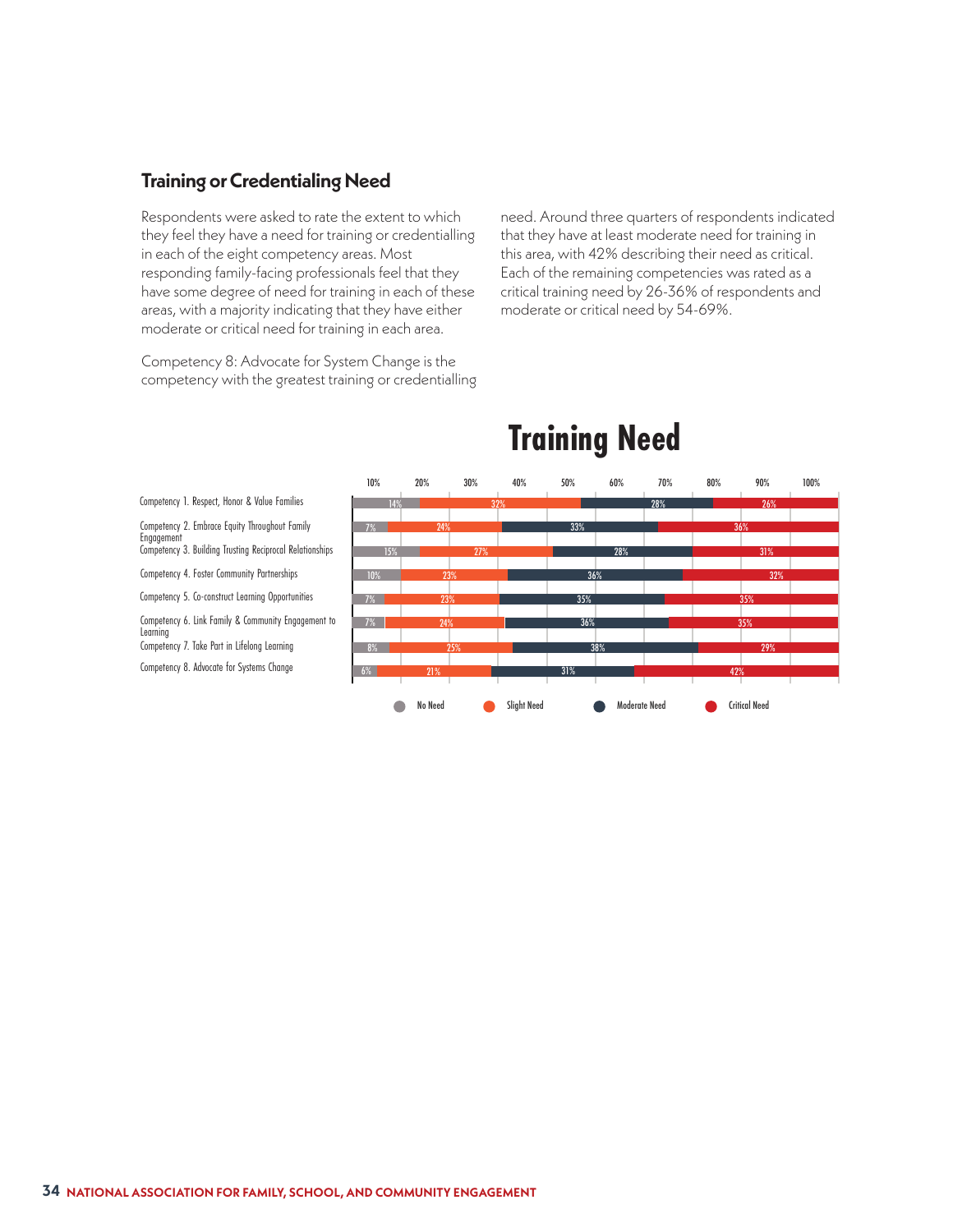## Training or Credentialing Need

Respondents were asked to rate the extent to which they feel they have a need for training or credentialling in each of the eight competency areas. Most responding family-facing professionals feel that they have some degree of need for training in each of these areas, with a majority indicating that they have either moderate or critical need for training in each area.

Competency 8: Advocate for System Change is the competency with the greatest training or credentialling need. Around three quarters of respondents indicated that they have at least moderate need for training in this area, with 42% describing their need as critical. Each of the remaining competencies was rated as a critical training need by 26-36% of respondents and moderate or critical need by 54-69%.

### Training Need

| Competency | No Need | Slight Need | Moderate Need | Critical Need |
|---|---|---|---|---|
| Competency 1. Respect, Honor & Value Families | 14% | 32% | 28% | 26% |
| Competency 2. Embrace Equity Throughout Family Engagement | 7% | 24% | 33% | 36% |
| Competency 3. Building Trusting Reciprocal Relationships | 15% | 27% | 28% | 31% |
| Competency 4. Foster Community Partnerships | 10% | 23% | 36% | 32% |
| Competency 5. Co-construct Learning Opportunities | 7% | 23% | 35% | 35% |
| Competency 6. Link Family & Community Engagement to Learning | 7% | 24% | 36% | 35% |
| Competency 7. Take Part in Lifelong Learning | 8% | 25% | 38% | 29% |
| Competency 8. Advocate for Systems Change | 6% | 21% | 31% | 42% |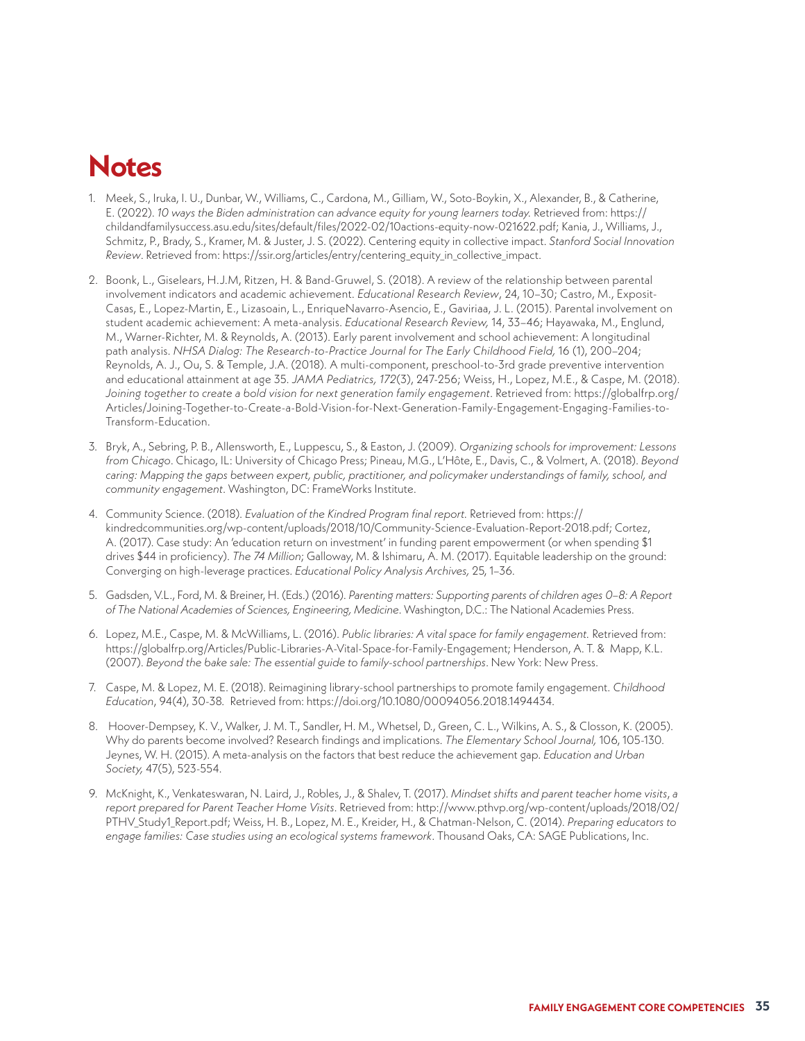# Notes

1. Meek, S., Iruka, I. U., Dunbar, W., Williams, C., Cardona, M., Gilliam, W., Soto-Boykin, X., Alexander, B., & Catherine, E. (2022). *10 ways the Biden administration can advance equity for young learners today.* Retrieved from: https://childandfamilysuccess.asu.edu/sites/default/files/2022-02/10actions-equity-now-021622.pdf; Kania, J., Williams, J., Schmitz, P., Brady, S., Kramer, M. & Juster, J. S. (2022). Centering equity in collective impact. *Stanford Social Innovation Review*. Retrieved from: https://ssir.org/articles/entry/centering_equity_in_collective_impact.

2. Boonk, L., Giselears, H.J.M, Ritzen, H. & Band-Gruwel, S. (2018). A review of the relationship between parental involvement indicators and academic achievement. *Educational Research Review*, 24, 10–30; Castro, M., Exposit-Casas, E., Lopez-Martin, E., Lizasoain, L., EnriqueNavarro-Asencio, E., Gaviriaa, J. L. (2015). Parental involvement on student academic achievement: A meta-analysis. *Educational Research Review,* 14, 33–46; Hayawaka, M., Englund, M., Warner-Richter, M. & Reynolds, A. (2013). Early parent involvement and school achievement: A longitudinal path analysis. *NHSA Dialog: The Research-to-Practice Journal for The Early Childhood Field,* 16 (1), 200–204; Reynolds, A. J., Ou, S. & Temple, J.A. (2018). A multi-component, preschool-to-3rd grade preventive intervention and educational attainment at age 35. *JAMA Pediatrics, 172*(3), 247-256; Weiss, H., Lopez, M.E., & Caspe, M. (2018). *Joining together to create a bold vision for next generation family engagement*. Retrieved from: https://globalfrp.org/Articles/Joining-Together-to-Create-a-Bold-Vision-for-Next-Generation-Family-Engagement-Engaging-Families-to-Transform-Education.

3. Bryk, A., Sebring, P. B., Allensworth, E., Luppescu, S., & Easton, J. (2009). *Organizing schools for improvement: Lessons from Chicago*. Chicago, IL: University of Chicago Press; Pineau, M.G., L'Hôte, E., Davis, C., & Volmert, A. (2018). *Beyond caring: Mapping the gaps between expert, public, practitioner, and policymaker understandings of family, school, and community engagement*. Washington, DC: FrameWorks Institute.

4. Community Science. (2018). *Evaluation of the Kindred Program final report.* Retrieved from: https://kindredcommunities.org/wp-content/uploads/2018/10/Community-Science-Evaluation-Report-2018.pdf; Cortez, A. (2017). Case study: An 'education return on investment' in funding parent empowerment (or when spending $1 drives $44 in proficiency). *The 74 Million*; Galloway, M. & Ishimaru, A. M. (2017). Equitable leadership on the ground: Converging on high-leverage practices. *Educational Policy Analysis Archives,* 25, 1–36.

5. Gadsden, V.L., Ford, M. & Breiner, H. (Eds.) (2016). *Parenting matters: Supporting parents of children ages 0–8: A Report of The National Academies of Sciences, Engineering, Medicine*. Washington, D.C.: The National Academies Press.

6. Lopez, M.E., Caspe, M. & McWilliams, L. (2016). *Public libraries: A vital space for family engagement.* Retrieved from: https://globalfrp.org/Articles/Public-Libraries-A-Vital-Space-for-Family-Engagement; Henderson, A. T. & Mapp, K.L. (2007). *Beyond the bake sale: The essential guide to family-school partnerships*. New York: New Press.

7. Caspe, M. & Lopez, M. E. (2018). Reimagining library-school partnerships to promote family engagement. *Childhood Education*, 94(4), 30-38. Retrieved from: https://doi.org/10.1080/00094056.2018.1494434.

8. Hoover-Dempsey, K. V., Walker, J. M. T., Sandler, H. M., Whetsel, D., Green, C. L., Wilkins, A. S., & Closson, K. (2005). Why do parents become involved? Research findings and implications. *The Elementary School Journal,* 106, 105-130. Jeynes, W. H. (2015). A meta-analysis on the factors that best reduce the achievement gap. *Education and Urban Society,* 47(5), 523-554.

9. McKnight, K., Venkateswaran, N. Laird, J., Robles, J., & Shalev, T. (2017). *Mindset shifts and parent teacher home visits, a report prepared for Parent Teacher Home Visits*. Retrieved from: http://www.pthvp.org/wp-content/uploads/2018/02/PTHV_Study1_Report.pdf; Weiss, H. B., Lopez, M. E., Kreider, H., & Chatman-Nelson, C. (2014). *Preparing educators to engage families: Case studies using an ecological systems framework*. Thousand Oaks, CA: SAGE Publications, Inc.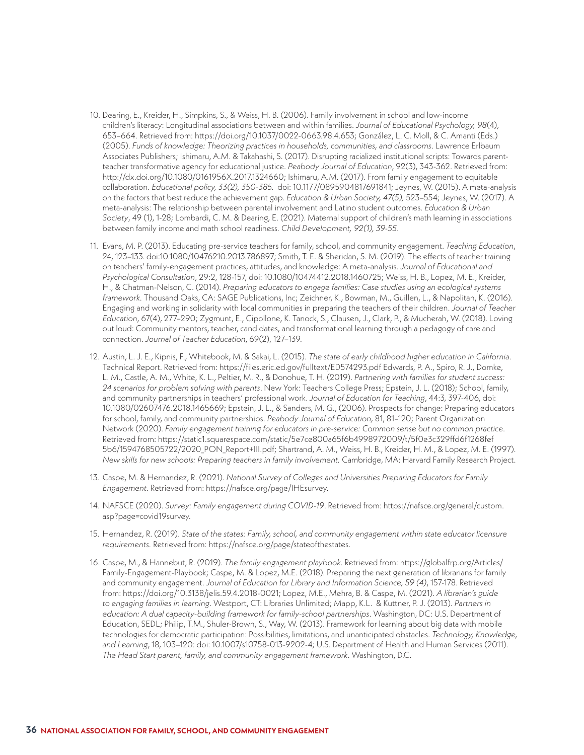10. Dearing, E., Kreider, H., Simpkins, S., & Weiss, H. B. (2006). Family involvement in school and low-income children's literacy: Longitudinal associations between and within families. *Journal of Educational Psychology, 98*(4), 653–664. Retrieved from: https://doi.org/10.1037/0022-0663.98.4.653; González, L. C. Moll, & C. Amanti (Eds.) (2005). *Funds of knowledge: Theorizing practices in households, communities, and classrooms*. Lawrence Erlbaum Associates Publishers; Ishimaru, A.M. & Takahashi, S. (2017). Disrupting racialized institutional scripts: Towards parent-teacher transformative agency for educational justice. *Peabody Journal of Education*, 92(3), 343-362. Retrieved from: http://dx.doi.org/10.1080/0161956X.2017.1324660; Ishimaru, A.M. (2017). From family engagement to equitable collaboration. *Educational policy, 33(2), 350-385.* doi: 10.1177/0895904817691841; Jeynes, W. (2015). A meta-analysis on the factors that best reduce the achievement gap. *Education & Urban Society, 47(5),* 523–554; Jeynes, W. (2017). A meta-analysis: The relationship between parental involvement and Latino student outcomes. *Education & Urban Society*, 49 (1), 1-28; Lombardi, C. M. & Dearing, E. (2021). Maternal support of children's math learning in associations between family income and math school readiness. *Child Development, 92(1), 39-55.*

11. Evans, M. P. (2013). Educating pre-service teachers for family, school, and community engagement. *Teaching Education*, 24, 123–133. doi:10.1080/10476210.2013.786897; Smith, T. E. & Sheridan, S. M. (2019). The effects of teacher training on teachers' family-engagement practices, attitudes, and knowledge: A meta-analysis. *Journal of Educational and Psychological Consultation*, 29:2, 128-157, doi: 10.1080/10474412.2018.1460725; Weiss, H. B., Lopez, M. E., Kreider, H., & Chatman-Nelson, C. (2014). *Preparing educators to engage families: Case studies using an ecological systems framework.* Thousand Oaks, CA: SAGE Publications, Inc; Zeichner, K., Bowman, M., Guillen, L., & Napolitan, K. (2016). Engaging and working in solidarity with local communities in preparing the teachers of their children. *Journal of Teacher Education*, 67(4), 277–290; Zygmunt, E., Cipollone, K. Tanock, S., Clausen, J., Clark, P., & Mucherah, W. (2018). Loving out loud: Community mentors, teacher, candidates, and transformational learning through a pedagogy of care and connection. *Journal of Teacher Education*, 69(2), 127–139.

12. Austin, L. J. E., Kipnis, F., Whitebook, M. & Sakai, L. (2015). *The state of early childhood higher education in California*. Technical Report. Retrieved from: https://files.eric.ed.gov/fulltext/ED574293.pdf Edwards, P. A., Spiro, R. J., Domke, L. M., Castle, A. M., White, K. L., Peltier, M. R., & Donohue, T. H. (2019). *Partnering with families for student success: 24 scenarios for problem solving with parents*. New York: Teachers College Press; Epstein, J. L. (2018); School, family, and community partnerships in teachers' professional work. *Journal of Education for Teaching*, 44:3, 397-406, doi: 10.1080/02607476.2018.1465669; Epstein, J. L., & Sanders, M. G., (2006). Prospects for change: Preparing educators for school, family, and community partnerships. *Peabody Journal of Education,* 81, 81–120; Parent Organization Network (2020). *Family engagement training for educators in pre-service: Common sense but no common practice*. Retrieved from: https://static1.squarespace.com/static/5e7ce800a65f6b4998972009/t/5f0e3c329ffd6f1268fef5b6/1594768505722/2020_PON_Report+III.pdf; Shartrand, A. M., Weiss, H. B., Kreider, H. M., & Lopez, M. E. (1997). *New skills for new schools: Preparing teachers in family involvement.* Cambridge, MA: Harvard Family Research Project.

13. Caspe, M. & Hernandez, R. (2021). *National Survey of Colleges and Universities Preparing Educators for Family Engagement*. Retrieved from: https://nafsce.org/page/IHEsurvey.

14. NAFSCE (2020). *Survey: Family engagement during COVID-19*. Retrieved from: https://nafsce.org/general/custom.asp?page=covid19survey.

15. Hernandez, R. (2019). *State of the states: Family, school, and community engagement within state educator licensure requirements*. Retrieved from: https://nafsce.org/page/stateofthestates.

16. Caspe, M., & Hannebut, R. (2019). *The family engagement playbook*. Retrieved from: https://globalfrp.org/Articles/Family-Engagement-Playbook; Caspe, M. & Lopez, M.E. (2018). Preparing the next generation of librarians for family and community engagement. *Journal of Education for Library and Information Science, 59 (4)*, 157-178. Retrieved from: https://doi.org/10.3138/jelis.59.4.2018-0021; Lopez, M.E., Mehra, B. & Caspe, M. (2021). *A librarian's guide to engaging families in learning*. Westport, CT: Libraries Unlimited; Mapp, K.L. & Kuttner, P. J. (2013). *Partners in education: A dual capacity-building framework for family-school partnerships*. Washington, DC: U.S. Department of Education, SEDL; Philip, T.M., Shuler-Brown, S., Way, W. (2013). Framework for learning about big data with mobile technologies for democratic participation: Possibilities, limitations, and unanticipated obstacles. *Technology, Knowledge, and Learning*, 18, 103–120: doi: 10.1007/s10758-013-9202-4; U.S. Department of Health and Human Services (2011). *The Head Start parent, family, and community engagement framework*. Washington, D.C.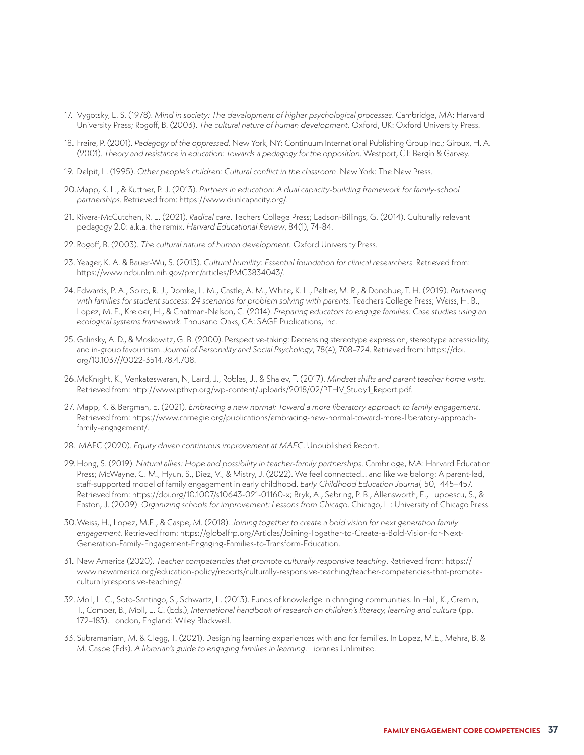17. Vygotsky, L. S. (1978). *Mind in society: The development of higher psychological processes*. Cambridge, MA: Harvard University Press; Rogoff, B. (2003). *The cultural nature of human development*. Oxford, UK: Oxford University Press.

18. Freire, P. (2001). *Pedagogy of the oppressed*. New York, NY: Continuum International Publishing Group Inc.; Giroux, H. A. (2001). *Theory and resistance in education: Towards a pedagogy for the opposition*. Westport, CT: Bergin & Garvey.

19. Delpit, L. (1995). *Other people's children: Cultural conflict in the classroom*. New York: The New Press.

20. Mapp, K. L., & Kuttner, P. J. (2013). *Partners in education: A dual capacity-building framework for family-school partnerships.* Retrieved from: https://www.dualcapacity.org/.

21. Rivera-McCutchen, R. L. (2021). *Radical care*. Techers College Press; Ladson-Billings, G. (2014). Culturally relevant pedagogy 2.0: a.k.a. the remix. *Harvard Educational Review*, 84(1), 74-84.

22. Rogoff, B. (2003). *The cultural nature of human development.* Oxford University Press.

23. Yeager, K. A. & Bauer-Wu, S. (2013). *Cultural humility: Essential foundation for clinical researchers.* Retrieved from: https://www.ncbi.nlm.nih.gov/pmc/articles/PMC3834043/.

24. Edwards, P. A., Spiro, R. J., Domke, L. M., Castle, A. M., White, K. L., Peltier, M. R., & Donohue, T. H. (2019). *Partnering with families for student success: 24 scenarios for problem solving with parents*. Teachers College Press; Weiss, H. B., Lopez, M. E., Kreider, H., & Chatman-Nelson, C. (2014). *Preparing educators to engage families: Case studies using an ecological systems framework*. Thousand Oaks, CA: SAGE Publications, Inc.

25. Galinsky, A. D., & Moskowitz, G. B. (2000). Perspective-taking: Decreasing stereotype expression, stereotype accessibility, and in-group favouritism. *Journal of Personality and Social Psychology*, 78(4), 708–724. Retrieved from: https://doi.org/10.1037//0022-3514.78.4.708.

26. McKnight, K., Venkateswaran, N, Laird, J., Robles, J., & Shalev, T. (2017). *Mindset shifts and parent teacher home visits*. Retrieved from: http://www.pthvp.org/wp-content/uploads/2018/02/PTHV_Study1_Report.pdf.

27. Mapp, K. & Bergman, E. (2021). *Embracing a new normal: Toward a more liberatory approach to family engagement*. Retrieved from: https://www.carnegie.org/publications/embracing-new-normal-toward-more-liberatory-approach-family-engagement/.

28. MAEC (2020). *Equity driven continuous improvement at MAEC*. Unpublished Report.

29. Hong, S. (2019). *Natural allies: Hope and possibility in teacher-family partnerships*. Cambridge, MA: Harvard Education Press; McWayne, C. M., Hyun, S., Diez, V., & Mistry, J. (2022). We feel connected... and like we belong: A parent-led, staff-supported model of family engagement in early childhood. *Early Childhood Education Journal,* 50, 445–457. Retrieved from: https://doi.org/10.1007/s10643-021-01160-x; Bryk, A., Sebring, P. B., Allensworth, E., Luppescu, S., & Easton, J. (2009). *Organizing schools for improvement: Lessons from Chicago*. Chicago, IL: University of Chicago Press.

30. Weiss, H., Lopez, M.E., & Caspe, M. (2018). *Joining together to create a bold vision for next generation family engagement.* Retrieved from: https://globalfrp.org/Articles/Joining-Together-to-Create-a-Bold-Vision-for-Next-Generation-Family-Engagement-Engaging-Families-to-Transform-Education.

31. New America (2020). *Teacher competencies that promote culturally responsive teaching*. Retrieved from: https://www.newamerica.org/education-policy/reports/culturally-responsive-teaching/teacher-competencies-that-promote-culturallyresponsive-teaching/.

32. Moll, L. C., Soto-Santiago, S., Schwartz, L. (2013). Funds of knowledge in changing communities. In Hall, K., Cremin, T., Comber, B., Moll, L. C. (Eds.), *International handbook of research on children's literacy, learning and culture* (pp. 172–183). London, England: Wiley Blackwell.

33. Subramaniam, M. & Clegg, T. (2021). Designing learning experiences with and for families. In Lopez, M.E., Mehra, B. & M. Caspe (Eds). *A librarian's guide to engaging families in learning*. Libraries Unlimited.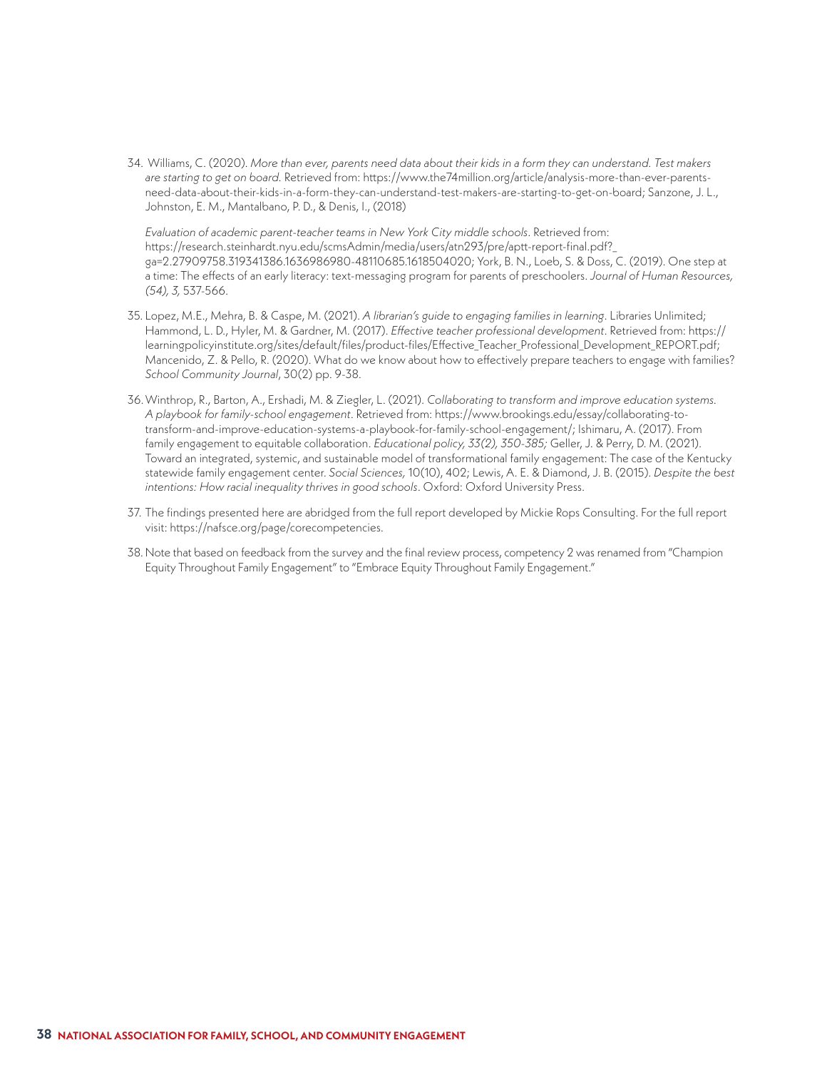34. Williams, C. (2020). *More than ever, parents need data about their kids in a form they can understand. Test makers are starting to get on board.* Retrieved from: https://www.the74million.org/article/analysis-more-than-ever-parents-need-data-about-their-kids-in-a-form-they-can-understand-test-makers-are-starting-to-get-on-board; Sanzone, J. L., Johnston, E. M., Mantalbano, P. D., & Denis, I., (2018)

    *Evaluation of academic parent-teacher teams in New York City middle schools*. Retrieved from: https://research.steinhardt.nyu.edu/scmsAdmin/media/users/atn293/pre/aptt-report-final.pdf?_ga=2.27909758.319341386.1636986980-48110685.1618504020; York, B. N., Loeb, S. & Doss, C. (2019). One step at a time: The effects of an early literacy: text-messaging program for parents of preschoolers. *Journal of Human Resources, (54), 3,* 537-566.

35. Lopez, M.E., Mehra, B. & Caspe, M. (2021). *A librarian's guide to engaging families in learning*. Libraries Unlimited; Hammond, L. D., Hyler, M. & Gardner, M. (2017). *Effective teacher professional development*. Retrieved from: https://learningpolicyinstitute.org/sites/default/files/product-files/Effective_Teacher_Professional_Development_REPORT.pdf; Mancenido, Z. & Pello, R. (2020). What do we know about how to effectively prepare teachers to engage with families? *School Community Journal*, 30(2) pp. 9-38.

36. Winthrop, R., Barton, A., Ershadi, M. & Ziegler, L. (2021). *Collaborating to transform and improve education systems. A playbook for family-school engagement*. Retrieved from: https://www.brookings.edu/essay/collaborating-to-transform-and-improve-education-systems-a-playbook-for-family-school-engagement/; Ishimaru, A. (2017). From family engagement to equitable collaboration. *Educational policy, 33(2), 350-385;* Geller, J. & Perry, D. M. (2021). Toward an integrated, systemic, and sustainable model of transformational family engagement: The case of the Kentucky statewide family engagement center. *Social Sciences,* 10(10), 402; Lewis, A. E. & Diamond, J. B. (2015). *Despite the best intentions: How racial inequality thrives in good schools*. Oxford: Oxford University Press.

37. The findings presented here are abridged from the full report developed by Mickie Rops Consulting. For the full report visit: https://nafsce.org/page/corecompetencies.

38. Note that based on feedback from the survey and the final review process, competency 2 was renamed from "Champion Equity Throughout Family Engagement" to "Embrace Equity Throughout Family Engagement."